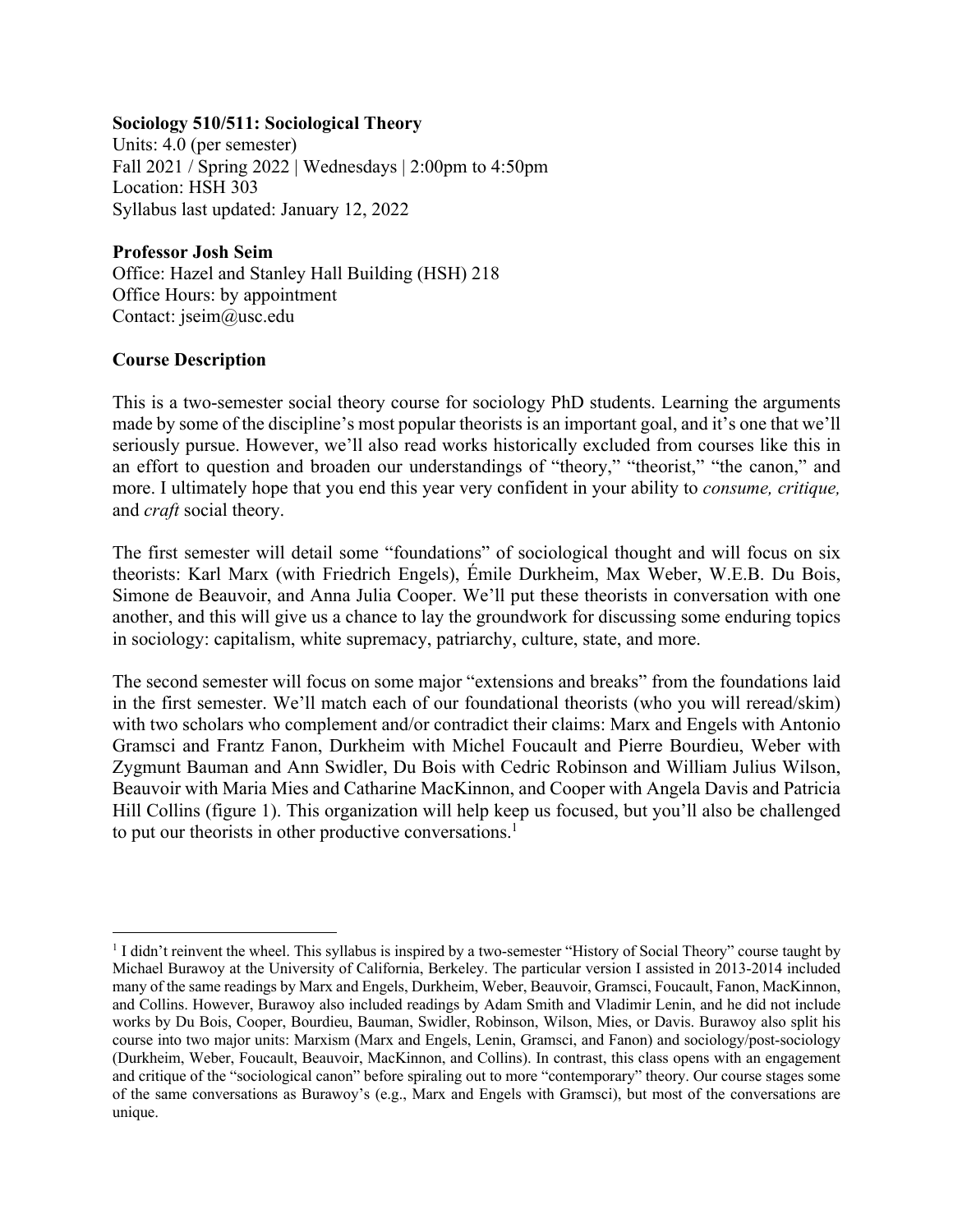**Sociology 510/511: Sociological Theory**
Units: 4.0 (per semester)
Fall 2021 / Spring 2022 | Wednesdays | 2:00pm to 4:50pm
Location: HSH 303
Syllabus last updated: January 12, 2022

**Professor Josh Seim**
Office: Hazel and Stanley Hall Building (HSH) 218
Office Hours: by appointment
Contact: jseim@usc.edu

**Course Description**

This is a two-semester social theory course for sociology PhD students. Learning the arguments made by some of the discipline's most popular theorists is an important goal, and it's one that we'll seriously pursue. However, we'll also read works historically excluded from courses like this in an effort to question and broaden our understandings of "theory," "theorist," "the canon," and more. I ultimately hope that you end this year very confident in your ability to *consume, critique,* and *craft* social theory.

The first semester will detail some "foundations" of sociological thought and will focus on six theorists: Karl Marx (with Friedrich Engels), Émile Durkheim, Max Weber, W.E.B. Du Bois, Simone de Beauvoir, and Anna Julia Cooper. We'll put these theorists in conversation with one another, and this will give us a chance to lay the groundwork for discussing some enduring topics in sociology: capitalism, white supremacy, patriarchy, culture, state, and more.

The second semester will focus on some major "extensions and breaks" from the foundations laid in the first semester. We'll match each of our foundational theorists (who you will reread/skim) with two scholars who complement and/or contradict their claims: Marx and Engels with Antonio Gramsci and Frantz Fanon, Durkheim with Michel Foucault and Pierre Bourdieu, Weber with Zygmunt Bauman and Ann Swidler, Du Bois with Cedric Robinson and William Julius Wilson, Beauvoir with Maria Mies and Catharine MacKinnon, and Cooper with Angela Davis and Patricia Hill Collins (figure 1). This organization will help keep us focused, but you'll also be challenged to put our theorists in other productive conversations.[1]

[1] I didn't reinvent the wheel. This syllabus is inspired by a two-semester "History of Social Theory" course taught by Michael Burawoy at the University of California, Berkeley. The particular version I assisted in 2013-2014 included many of the same readings by Marx and Engels, Durkheim, Weber, Beauvoir, Gramsci, Foucault, Fanon, MacKinnon, and Collins. However, Burawoy also included readings by Adam Smith and Vladimir Lenin, and he did not include works by Du Bois, Cooper, Bourdieu, Bauman, Swidler, Robinson, Wilson, Mies, or Davis. Burawoy also split his course into two major units: Marxism (Marx and Engels, Lenin, Gramsci, and Fanon) and sociology/post-sociology (Durkheim, Weber, Foucault, Beauvoir, MacKinnon, and Collins). In contrast, this class opens with an engagement and critique of the "sociological canon" before spiraling out to more "contemporary" theory. Our course stages some of the same conversations as Burawoy's (e.g., Marx and Engels with Gramsci), but most of the conversations are unique.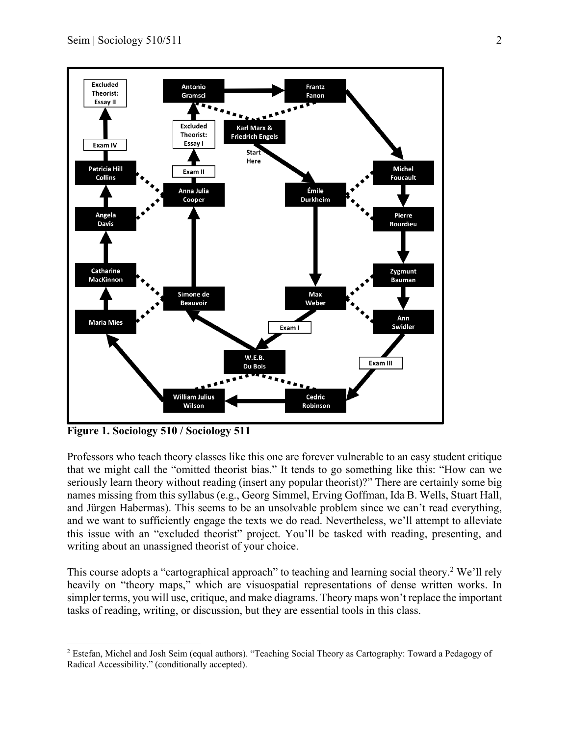Excluded Theorist: Essay II

Antonio Gramsci

Frantz Fanon

Excluded Theorist: Essay I

Karl Marx & Friedrich Engels

Exam IV

Start Here

Patricia Hill Collins

Exam II

Anna Julia Cooper

Émile Durkheim

Michel Foucault

Angela Davis

Pierre Bourdieu

Catharine MacKinnon

Zygmunt Bauman

Simone de Beauvoir

Max Weber

Maria Mies

Ann Swidler

Exam I

W.E.B. Du Bois

Exam III

William Julius Wilson

Cedric Robinson

**Figure 1. Sociology 510 / Sociology 511**

Professors who teach theory classes like this one are forever vulnerable to an easy student critique that we might call the "omitted theorist bias." It tends to go something like this: "How can we seriously learn theory without reading (insert any popular theorist)?" There are certainly some big names missing from this syllabus (e.g., Georg Simmel, Erving Goffman, Ida B. Wells, Stuart Hall, and Jürgen Habermas). This seems to be an unsolvable problem since we can't read everything, and we want to sufficiently engage the texts we do read. Nevertheless, we'll attempt to alleviate this issue with an "excluded theorist" project. You'll be tasked with reading, presenting, and writing about an unassigned theorist of your choice.

This course adopts a "cartographical approach" to teaching and learning social theory.[2] We'll rely heavily on "theory maps," which are visuospatial representations of dense written works. In simpler terms, you will use, critique, and make diagrams. Theory maps won't replace the important tasks of reading, writing, or discussion, but they are essential tools in this class.

[2] Estefan, Michel and Josh Seim (equal authors). "Teaching Social Theory as Cartography: Toward a Pedagogy of Radical Accessibility." (conditionally accepted).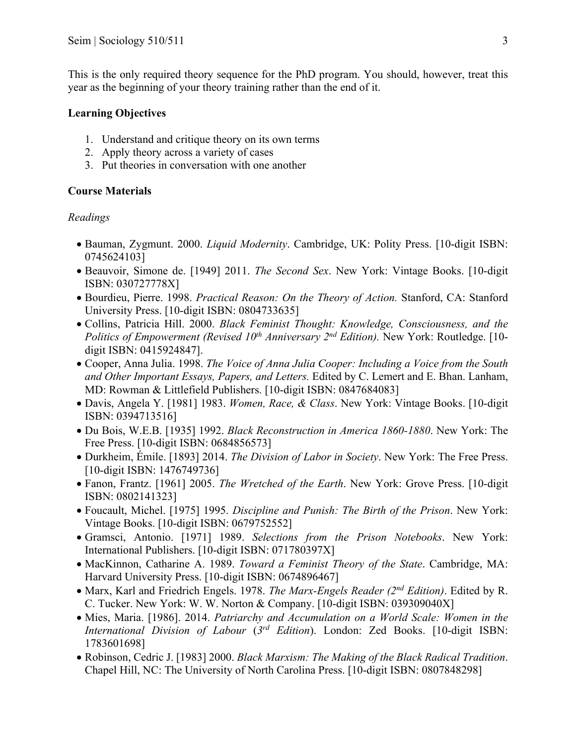This is the only required theory sequence for the PhD program. You should, however, treat this year as the beginning of your theory training rather than the end of it.

**Learning Objectives**

1. Understand and critique theory on its own terms
2. Apply theory across a variety of cases
3. Put theories in conversation with one another

**Course Materials**

*Readings*

- Bauman, Zygmunt. 2000. *Liquid Modernity*. Cambridge, UK: Polity Press. [10-digit ISBN: 0745624103]
- Beauvoir, Simone de. [1949] 2011. *The Second Sex*. New York: Vintage Books. [10-digit ISBN: 030727778X]
- Bourdieu, Pierre. 1998. *Practical Reason: On the Theory of Action.* Stanford, CA: Stanford University Press. [10-digit ISBN: 0804733635]
- Collins, Patricia Hill. 2000. *Black Feminist Thought: Knowledge, Consciousness, and the Politics of Empowerment (Revised 10th Anniversary 2nd Edition).* New York: Routledge. [10-digit ISBN: 0415924847].
- Cooper, Anna Julia. 1998. *The Voice of Anna Julia Cooper: Including a Voice from the South and Other Important Essays, Papers, and Letters.* Edited by C. Lemert and E. Bhan. Lanham, MD: Rowman & Littlefield Publishers. [10-digit ISBN: 0847684083]
- Davis, Angela Y. [1981] 1983. *Women, Race, & Class*. New York: Vintage Books. [10-digit ISBN: 0394713516]
- Du Bois, W.E.B. [1935] 1992. *Black Reconstruction in America 1860-1880*. New York: The Free Press. [10-digit ISBN: 0684856573]
- Durkheim, Émile. [1893] 2014. *The Division of Labor in Society*. New York: The Free Press. [10-digit ISBN: 1476749736]
- Fanon, Frantz. [1961] 2005. *The Wretched of the Earth*. New York: Grove Press. [10-digit ISBN: 0802141323]
- Foucault, Michel. [1975] 1995. *Discipline and Punish: The Birth of the Prison*. New York: Vintage Books. [10-digit ISBN: 0679752552]
- Gramsci, Antonio. [1971] 1989. *Selections from the Prison Notebooks*. New York: International Publishers. [10-digit ISBN: 071780397X]
- MacKinnon, Catharine A. 1989. *Toward a Feminist Theory of the State*. Cambridge, MA: Harvard University Press. [10-digit ISBN: 0674896467]
- Marx, Karl and Friedrich Engels. 1978. *The Marx-Engels Reader (2nd Edition)*. Edited by R. C. Tucker. New York: W. W. Norton & Company. [10-digit ISBN: 039309040X]
- Mies, Maria. [1986]. 2014. *Patriarchy and Accumulation on a World Scale: Women in the International Division of Labour* (*3rd Edition*). London: Zed Books. [10-digit ISBN: 1783601698]
- Robinson, Cedric J. [1983] 2000. *Black Marxism: The Making of the Black Radical Tradition*. Chapel Hill, NC: The University of North Carolina Press. [10-digit ISBN: 0807848298]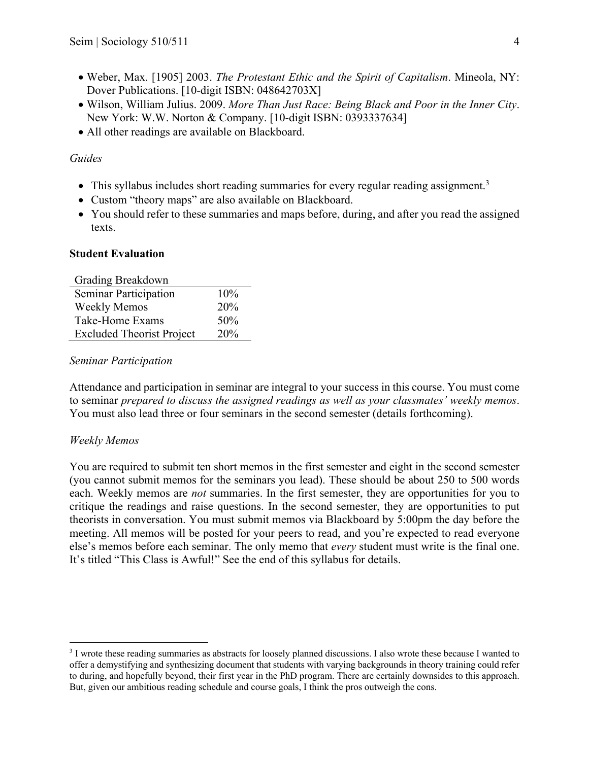- Weber, Max. [1905] 2003. *The Protestant Ethic and the Spirit of Capitalism*. Mineola, NY: Dover Publications. [10-digit ISBN: 048642703X]
- Wilson, William Julius. 2009. *More Than Just Race: Being Black and Poor in the Inner City*. New York: W.W. Norton & Company. [10-digit ISBN: 0393337634]
- All other readings are available on Blackboard.

*Guides*

- This syllabus includes short reading summaries for every regular reading assignment.[3]
- Custom "theory maps" are also available on Blackboard.
- You should refer to these summaries and maps before, during, and after you read the assigned texts.

**Student Evaluation**

| Grading Breakdown | |
|---|---|
| Seminar Participation | 10% |
| Weekly Memos | 20% |
| Take-Home Exams | 50% |
| Excluded Theorist Project | 20% |

*Seminar Participation*

Attendance and participation in seminar are integral to your success in this course. You must come to seminar *prepared to discuss the assigned readings as well as your classmates' weekly memos*. You must also lead three or four seminars in the second semester (details forthcoming).

*Weekly Memos*

You are required to submit ten short memos in the first semester and eight in the second semester (you cannot submit memos for the seminars you lead). These should be about 250 to 500 words each. Weekly memos are *not* summaries. In the first semester, they are opportunities for you to critique the readings and raise questions. In the second semester, they are opportunities to put theorists in conversation. You must submit memos via Blackboard by 5:00pm the day before the meeting. All memos will be posted for your peers to read, and you're expected to read everyone else's memos before each seminar. The only memo that *every* student must write is the final one. It's titled "This Class is Awful!" See the end of this syllabus for details.

[3] I wrote these reading summaries as abstracts for loosely planned discussions. I also wrote these because I wanted to offer a demystifying and synthesizing document that students with varying backgrounds in theory training could refer to during, and hopefully beyond, their first year in the PhD program. There are certainly downsides to this approach. But, given our ambitious reading schedule and course goals, I think the pros outweigh the cons.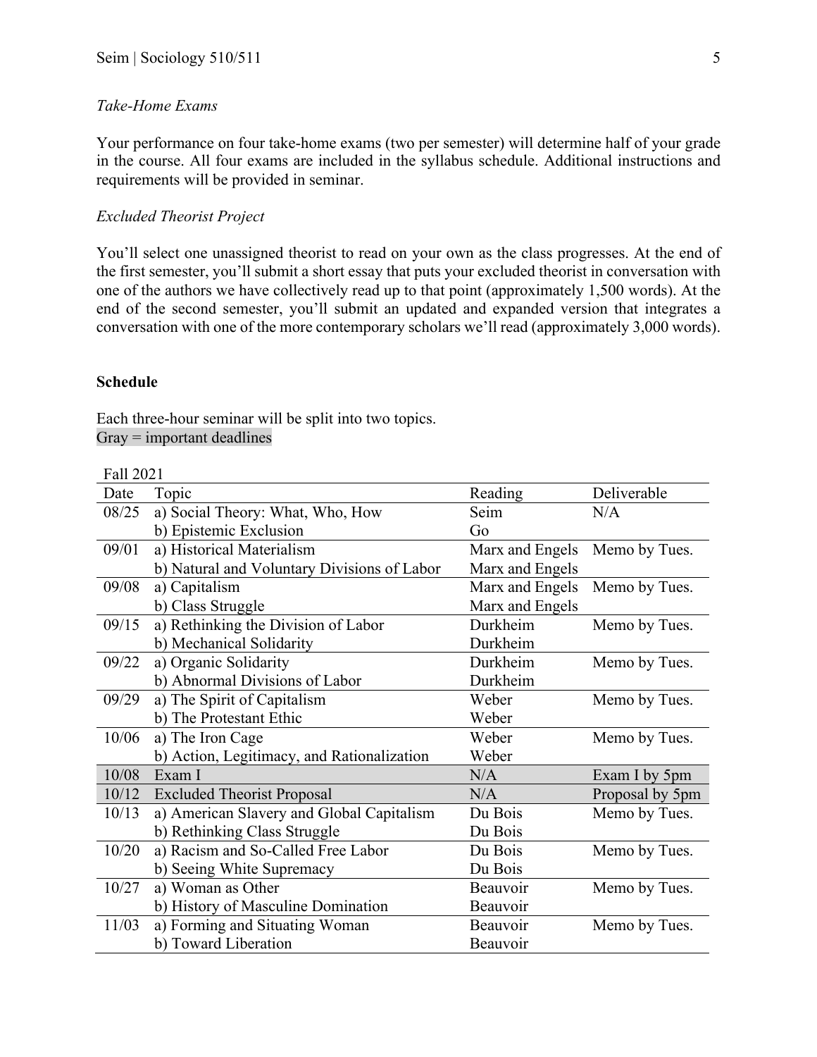*Take-Home Exams*

Your performance on four take-home exams (two per semester) will determine half of your grade in the course. All four exams are included in the syllabus schedule. Additional instructions and requirements will be provided in seminar.

*Excluded Theorist Project*

You'll select one unassigned theorist to read on your own as the class progresses. At the end of the first semester, you'll submit a short essay that puts your excluded theorist in conversation with one of the authors we have collectively read up to that point (approximately 1,500 words). At the end of the second semester, you'll submit an updated and expanded version that integrates a conversation with one of the more contemporary scholars we'll read (approximately 3,000 words).

**Schedule**

Each three-hour seminar will be split into two topics.
Gray = important deadlines

Fall 2021

| Date | Topic | Reading | Deliverable |
|---|---|---|---|
| 08/25 | a) Social Theory: What, Who, How<br>b) Epistemic Exclusion | Seim<br>Go | N/A |
| 09/01 | a) Historical Materialism<br>b) Natural and Voluntary Divisions of Labor | Marx and Engels<br>Marx and Engels | Memo by Tues. |
| 09/08 | a) Capitalism<br>b) Class Struggle | Marx and Engels<br>Marx and Engels | Memo by Tues. |
| 09/15 | a) Rethinking the Division of Labor<br>b) Mechanical Solidarity | Durkheim<br>Durkheim | Memo by Tues. |
| 09/22 | a) Organic Solidarity<br>b) Abnormal Divisions of Labor | Durkheim<br>Durkheim | Memo by Tues. |
| 09/29 | a) The Spirit of Capitalism<br>b) The Protestant Ethic | Weber<br>Weber | Memo by Tues. |
| 10/06 | a) The Iron Cage<br>b) Action, Legitimacy, and Rationalization | Weber<br>Weber | Memo by Tues. |
| 10/08 | Exam I | N/A | Exam I by 5pm |
| 10/12 | Excluded Theorist Proposal | N/A | Proposal by 5pm |
| 10/13 | a) American Slavery and Global Capitalism<br>b) Rethinking Class Struggle | Du Bois<br>Du Bois | Memo by Tues. |
| 10/20 | a) Racism and So-Called Free Labor<br>b) Seeing White Supremacy | Du Bois<br>Du Bois | Memo by Tues. |
| 10/27 | a) Woman as Other<br>b) History of Masculine Domination | Beauvoir<br>Beauvoir | Memo by Tues. |
| 11/03 | a) Forming and Situating Woman<br>b) Toward Liberation | Beauvoir<br>Beauvoir | Memo by Tues. |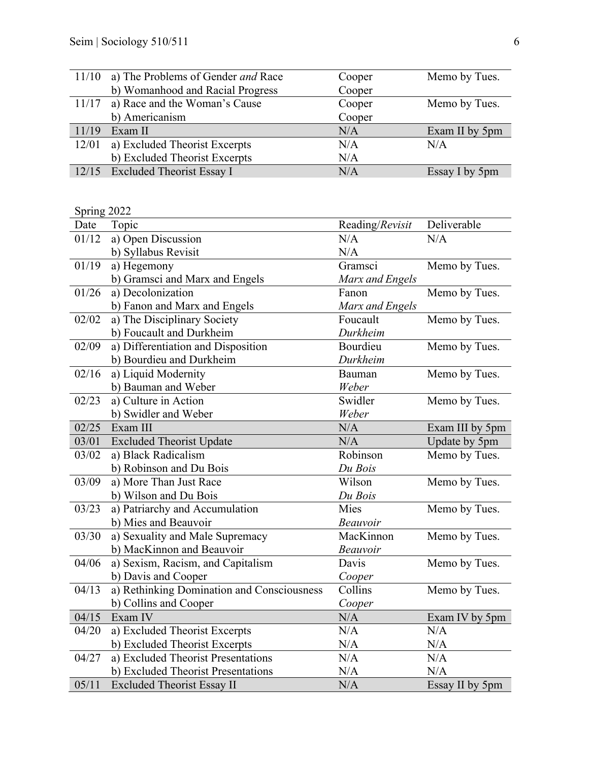| | | | |
|---|---|---|---|
| 11/10 | a) The Problems of Gender *and* Race<br>b) Womanhood and Racial Progress | Cooper<br>Cooper | Memo by Tues. |
| 11/17 | a) Race and the Woman's Cause<br>b) Americanism | Cooper<br>Cooper | Memo by Tues. |
| 11/19 | Exam II | N/A | Exam II by 5pm |
| 12/01 | a) Excluded Theorist Excerpts<br>b) Excluded Theorist Excerpts | N/A<br>N/A | N/A |
| 12/15 | Excluded Theorist Essay I | N/A | Essay I by 5pm |

Spring 2022

| Date | Topic | Reading/*Revisit* | Deliverable |
|---|---|---|---|
| 01/12 | a) Open Discussion<br>b) Syllabus Revisit | N/A<br>N/A | N/A |
| 01/19 | a) Hegemony<br>b) Gramsci and Marx and Engels | Gramsci<br>*Marx and Engels* | Memo by Tues. |
| 01/26 | a) Decolonization<br>b) Fanon and Marx and Engels | Fanon<br>*Marx and Engels* | Memo by Tues. |
| 02/02 | a) The Disciplinary Society<br>b) Foucault and Durkheim | Foucault<br>*Durkheim* | Memo by Tues. |
| 02/09 | a) Differentiation and Disposition<br>b) Bourdieu and Durkheim | Bourdieu<br>*Durkheim* | Memo by Tues. |
| 02/16 | a) Liquid Modernity<br>b) Bauman and Weber | Bauman<br>*Weber* | Memo by Tues. |
| 02/23 | a) Culture in Action<br>b) Swidler and Weber | Swidler<br>*Weber* | Memo by Tues. |
| 02/25 | Exam III | N/A | Exam III by 5pm |
| 03/01 | Excluded Theorist Update | N/A | Update by 5pm |
| 03/02 | a) Black Radicalism<br>b) Robinson and Du Bois | Robinson<br>*Du Bois* | Memo by Tues. |
| 03/09 | a) More Than Just Race<br>b) Wilson and Du Bois | Wilson<br>*Du Bois* | Memo by Tues. |
| 03/23 | a) Patriarchy and Accumulation<br>b) Mies and Beauvoir | Mies<br>*Beauvoir* | Memo by Tues. |
| 03/30 | a) Sexuality and Male Supremacy<br>b) MacKinnon and Beauvoir | MacKinnon<br>*Beauvoir* | Memo by Tues. |
| 04/06 | a) Sexism, Racism, and Capitalism<br>b) Davis and Cooper | Davis<br>*Cooper* | Memo by Tues. |
| 04/13 | a) Rethinking Domination and Consciousness<br>b) Collins and Cooper | Collins<br>*Cooper* | Memo by Tues. |
| 04/15 | Exam IV | N/A | Exam IV by 5pm |
| 04/20 | a) Excluded Theorist Excerpts<br>b) Excluded Theorist Excerpts | N/A<br>N/A | N/A<br>N/A |
| 04/27 | a) Excluded Theorist Presentations<br>b) Excluded Theorist Presentations | N/A<br>N/A | N/A<br>N/A |
| 05/11 | Excluded Theorist Essay II | N/A | Essay II by 5pm |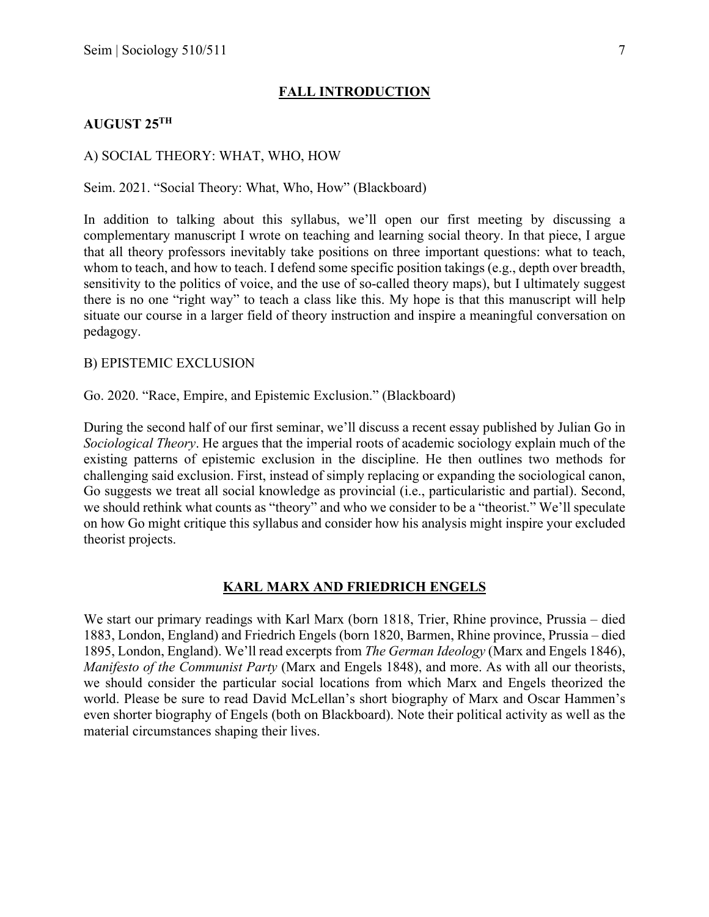## FALL INTRODUCTION

### AUGUST 25TH

A) SOCIAL THEORY: WHAT, WHO, HOW

Seim. 2021. "Social Theory: What, Who, How" (Blackboard)

In addition to talking about this syllabus, we'll open our first meeting by discussing a complementary manuscript I wrote on teaching and learning social theory. In that piece, I argue that all theory professors inevitably take positions on three important questions: what to teach, whom to teach, and how to teach. I defend some specific position takings (e.g., depth over breadth, sensitivity to the politics of voice, and the use of so-called theory maps), but I ultimately suggest there is no one "right way" to teach a class like this. My hope is that this manuscript will help situate our course in a larger field of theory instruction and inspire a meaningful conversation on pedagogy.

B) EPISTEMIC EXCLUSION

Go. 2020. "Race, Empire, and Epistemic Exclusion." (Blackboard)

During the second half of our first seminar, we'll discuss a recent essay published by Julian Go in *Sociological Theory*. He argues that the imperial roots of academic sociology explain much of the existing patterns of epistemic exclusion in the discipline. He then outlines two methods for challenging said exclusion. First, instead of simply replacing or expanding the sociological canon, Go suggests we treat all social knowledge as provincial (i.e., particularistic and partial). Second, we should rethink what counts as "theory" and who we consider to be a "theorist." We'll speculate on how Go might critique this syllabus and consider how his analysis might inspire your excluded theorist projects.

## KARL MARX AND FRIEDRICH ENGELS

We start our primary readings with Karl Marx (born 1818, Trier, Rhine province, Prussia – died 1883, London, England) and Friedrich Engels (born 1820, Barmen, Rhine province, Prussia – died 1895, London, England). We'll read excerpts from *The German Ideology* (Marx and Engels 1846), *Manifesto of the Communist Party* (Marx and Engels 1848), and more. As with all our theorists, we should consider the particular social locations from which Marx and Engels theorized the world. Please be sure to read David McLellan's short biography of Marx and Oscar Hammen's even shorter biography of Engels (both on Blackboard). Note their political activity as well as the material circumstances shaping their lives.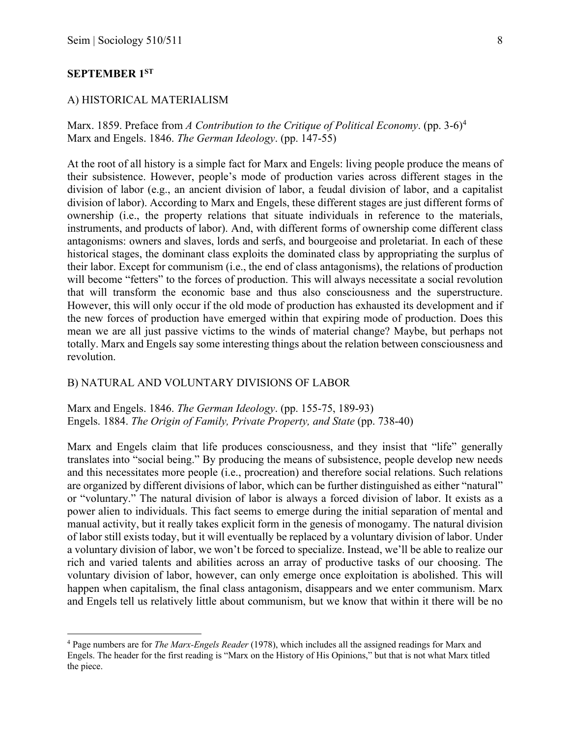**SEPTEMBER 1ST**

A) HISTORICAL MATERIALISM

Marx. 1859. Preface from *A Contribution to the Critique of Political Economy*. (pp. 3-6)[4]
Marx and Engels. 1846. *The German Ideology*. (pp. 147-55)

At the root of all history is a simple fact for Marx and Engels: living people produce the means of their subsistence. However, people's mode of production varies across different stages in the division of labor (e.g., an ancient division of labor, a feudal division of labor, and a capitalist division of labor). According to Marx and Engels, these different stages are just different forms of ownership (i.e., the property relations that situate individuals in reference to the materials, instruments, and products of labor). And, with different forms of ownership come different class antagonisms: owners and slaves, lords and serfs, and bourgeoise and proletariat. In each of these historical stages, the dominant class exploits the dominated class by appropriating the surplus of their labor. Except for communism (i.e., the end of class antagonisms), the relations of production will become "fetters" to the forces of production. This will always necessitate a social revolution that will transform the economic base and thus also consciousness and the superstructure. However, this will only occur if the old mode of production has exhausted its development and if the new forces of production have emerged within that expiring mode of production. Does this mean we are all just passive victims to the winds of material change? Maybe, but perhaps not totally. Marx and Engels say some interesting things about the relation between consciousness and revolution.

B) NATURAL AND VOLUNTARY DIVISIONS OF LABOR

Marx and Engels. 1846. *The German Ideology*. (pp. 155-75, 189-93)
Engels. 1884. *The Origin of Family, Private Property, and State* (pp. 738-40)

Marx and Engels claim that life produces consciousness, and they insist that "life" generally translates into "social being." By producing the means of subsistence, people develop new needs and this necessitates more people (i.e., procreation) and therefore social relations. Such relations are organized by different divisions of labor, which can be further distinguished as either "natural" or "voluntary." The natural division of labor is always a forced division of labor. It exists as a power alien to individuals. This fact seems to emerge during the initial separation of mental and manual activity, but it really takes explicit form in the genesis of monogamy. The natural division of labor still exists today, but it will eventually be replaced by a voluntary division of labor. Under a voluntary division of labor, we won't be forced to specialize. Instead, we'll be able to realize our rich and varied talents and abilities across an array of productive tasks of our choosing. The voluntary division of labor, however, can only emerge once exploitation is abolished. This will happen when capitalism, the final class antagonism, disappears and we enter communism. Marx and Engels tell us relatively little about communism, but we know that within it there will be no

[4] Page numbers are for *The Marx-Engels Reader* (1978), which includes all the assigned readings for Marx and Engels. The header for the first reading is "Marx on the History of His Opinions," but that is not what Marx titled the piece.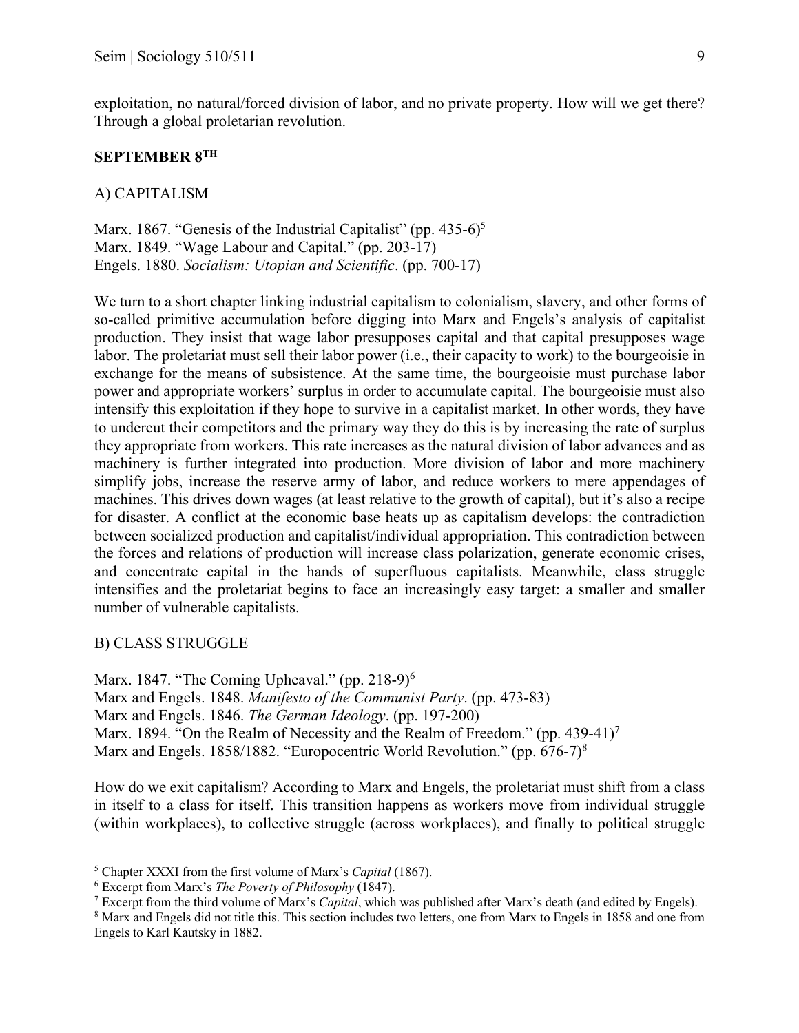exploitation, no natural/forced division of labor, and no private property. How will we get there? Through a global proletarian revolution.

## SEPTEMBER 8TH

### A) CAPITALISM

Marx. 1867. "Genesis of the Industrial Capitalist" (pp. 435-6)[5]
Marx. 1849. "Wage Labour and Capital." (pp. 203-17)
Engels. 1880. *Socialism: Utopian and Scientific*. (pp. 700-17)

We turn to a short chapter linking industrial capitalism to colonialism, slavery, and other forms of so-called primitive accumulation before digging into Marx and Engels's analysis of capitalist production. They insist that wage labor presupposes capital and that capital presupposes wage labor. The proletariat must sell their labor power (i.e., their capacity to work) to the bourgeoisie in exchange for the means of subsistence. At the same time, the bourgeoisie must purchase labor power and appropriate workers' surplus in order to accumulate capital. The bourgeoisie must also intensify this exploitation if they hope to survive in a capitalist market. In other words, they have to undercut their competitors and the primary way they do this is by increasing the rate of surplus they appropriate from workers. This rate increases as the natural division of labor advances and as machinery is further integrated into production. More division of labor and more machinery simplify jobs, increase the reserve army of labor, and reduce workers to mere appendages of machines. This drives down wages (at least relative to the growth of capital), but it's also a recipe for disaster. A conflict at the economic base heats up as capitalism develops: the contradiction between socialized production and capitalist/individual appropriation. This contradiction between the forces and relations of production will increase class polarization, generate economic crises, and concentrate capital in the hands of superfluous capitalists. Meanwhile, class struggle intensifies and the proletariat begins to face an increasingly easy target: a smaller and smaller number of vulnerable capitalists.

### B) CLASS STRUGGLE

Marx. 1847. "The Coming Upheaval." (pp. 218-9)[6]
Marx and Engels. 1848. *Manifesto of the Communist Party*. (pp. 473-83)
Marx and Engels. 1846. *The German Ideology*. (pp. 197-200)
Marx. 1894. "On the Realm of Necessity and the Realm of Freedom." (pp. 439-41)[7]
Marx and Engels. 1858/1882. "Europocentric World Revolution." (pp. 676-7)[8]

How do we exit capitalism? According to Marx and Engels, the proletariat must shift from a class in itself to a class for itself. This transition happens as workers move from individual struggle (within workplaces), to collective struggle (across workplaces), and finally to political struggle

---

[5] Chapter XXXI from the first volume of Marx's *Capital* (1867).
[6] Excerpt from Marx's *The Poverty of Philosophy* (1847).
[7] Excerpt from the third volume of Marx's *Capital*, which was published after Marx's death (and edited by Engels).
[8] Marx and Engels did not title this. This section includes two letters, one from Marx to Engels in 1858 and one from Engels to Karl Kautsky in 1882.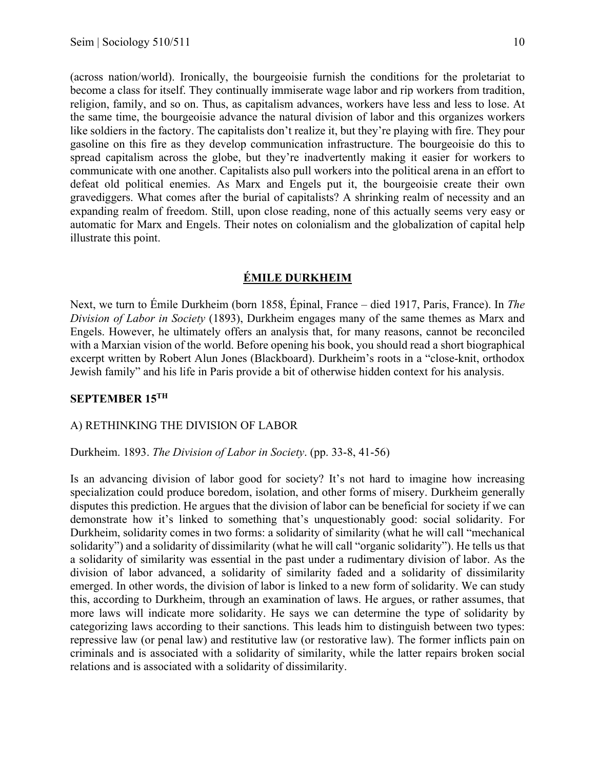(across nation/world). Ironically, the bourgeoisie furnish the conditions for the proletariat to become a class for itself. They continually immiserate wage labor and rip workers from tradition, religion, family, and so on. Thus, as capitalism advances, workers have less and less to lose. At the same time, the bourgeoisie advance the natural division of labor and this organizes workers like soldiers in the factory. The capitalists don't realize it, but they're playing with fire. They pour gasoline on this fire as they develop communication infrastructure. The bourgeoisie do this to spread capitalism across the globe, but they're inadvertently making it easier for workers to communicate with one another. Capitalists also pull workers into the political arena in an effort to defeat old political enemies. As Marx and Engels put it, the bourgeoisie create their own gravediggers. What comes after the burial of capitalists? A shrinking realm of necessity and an expanding realm of freedom. Still, upon close reading, none of this actually seems very easy or automatic for Marx and Engels. Their notes on colonialism and the globalization of capital help illustrate this point.

## ÉMILE DURKHEIM

Next, we turn to Émile Durkheim (born 1858, Épinal, France – died 1917, Paris, France). In *The Division of Labor in Society* (1893), Durkheim engages many of the same themes as Marx and Engels. However, he ultimately offers an analysis that, for many reasons, cannot be reconciled with a Marxian vision of the world. Before opening his book, you should read a short biographical excerpt written by Robert Alun Jones (Blackboard). Durkheim's roots in a "close-knit, orthodox Jewish family" and his life in Paris provide a bit of otherwise hidden context for his analysis.

### SEPTEMBER 15TH

A) RETHINKING THE DIVISION OF LABOR

Durkheim. 1893. *The Division of Labor in Society*. (pp. 33-8, 41-56)

Is an advancing division of labor good for society? It's not hard to imagine how increasing specialization could produce boredom, isolation, and other forms of misery. Durkheim generally disputes this prediction. He argues that the division of labor can be beneficial for society if we can demonstrate how it's linked to something that's unquestionably good: social solidarity. For Durkheim, solidarity comes in two forms: a solidarity of similarity (what he will call "mechanical solidarity") and a solidarity of dissimilarity (what he will call "organic solidarity"). He tells us that a solidarity of similarity was essential in the past under a rudimentary division of labor. As the division of labor advanced, a solidarity of similarity faded and a solidarity of dissimilarity emerged. In other words, the division of labor is linked to a new form of solidarity. We can study this, according to Durkheim, through an examination of laws. He argues, or rather assumes, that more laws will indicate more solidarity. He says we can determine the type of solidarity by categorizing laws according to their sanctions. This leads him to distinguish between two types: repressive law (or penal law) and restitutive law (or restorative law). The former inflicts pain on criminals and is associated with a solidarity of similarity, while the latter repairs broken social relations and is associated with a solidarity of dissimilarity.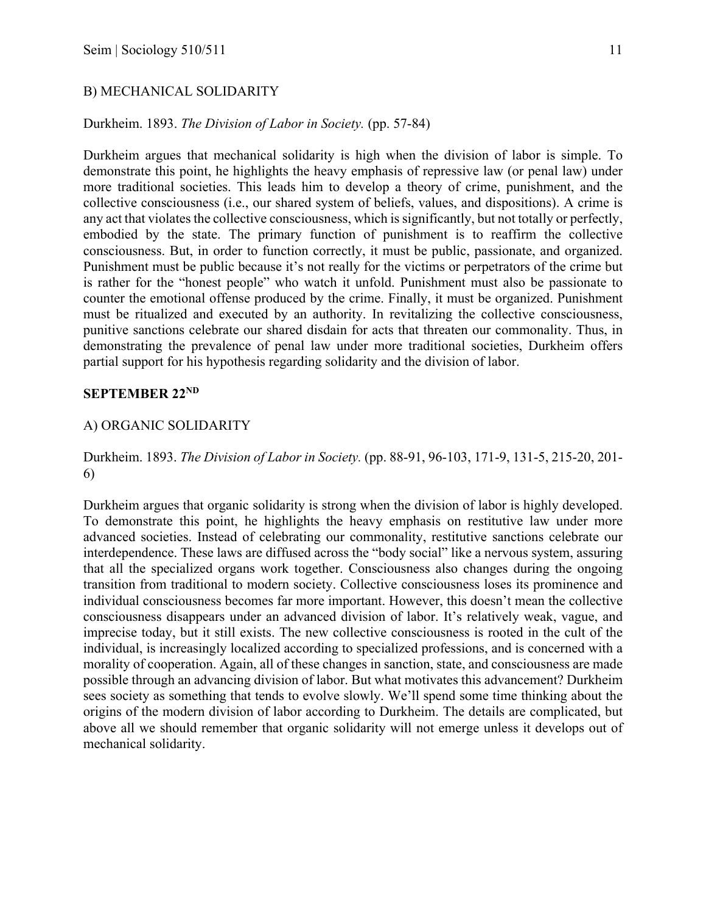B) MECHANICAL SOLIDARITY

Durkheim. 1893. *The Division of Labor in Society.* (pp. 57-84)

Durkheim argues that mechanical solidarity is high when the division of labor is simple. To demonstrate this point, he highlights the heavy emphasis of repressive law (or penal law) under more traditional societies. This leads him to develop a theory of crime, punishment, and the collective consciousness (i.e., our shared system of beliefs, values, and dispositions). A crime is any act that violates the collective consciousness, which is significantly, but not totally or perfectly, embodied by the state. The primary function of punishment is to reaffirm the collective consciousness. But, in order to function correctly, it must be public, passionate, and organized. Punishment must be public because it's not really for the victims or perpetrators of the crime but is rather for the "honest people" who watch it unfold. Punishment must also be passionate to counter the emotional offense produced by the crime. Finally, it must be organized. Punishment must be ritualized and executed by an authority. In revitalizing the collective consciousness, punitive sanctions celebrate our shared disdain for acts that threaten our commonality. Thus, in demonstrating the prevalence of penal law under more traditional societies, Durkheim offers partial support for his hypothesis regarding solidarity and the division of labor.

**SEPTEMBER 22ND**

A) ORGANIC SOLIDARITY

Durkheim. 1893. *The Division of Labor in Society.* (pp. 88-91, 96-103, 171-9, 131-5, 215-20, 201-6)

Durkheim argues that organic solidarity is strong when the division of labor is highly developed. To demonstrate this point, he highlights the heavy emphasis on restitutive law under more advanced societies. Instead of celebrating our commonality, restitutive sanctions celebrate our interdependence. These laws are diffused across the "body social" like a nervous system, assuring that all the specialized organs work together. Consciousness also changes during the ongoing transition from traditional to modern society. Collective consciousness loses its prominence and individual consciousness becomes far more important. However, this doesn't mean the collective consciousness disappears under an advanced division of labor. It's relatively weak, vague, and imprecise today, but it still exists. The new collective consciousness is rooted in the cult of the individual, is increasingly localized according to specialized professions, and is concerned with a morality of cooperation. Again, all of these changes in sanction, state, and consciousness are made possible through an advancing division of labor. But what motivates this advancement? Durkheim sees society as something that tends to evolve slowly. We'll spend some time thinking about the origins of the modern division of labor according to Durkheim. The details are complicated, but above all we should remember that organic solidarity will not emerge unless it develops out of mechanical solidarity.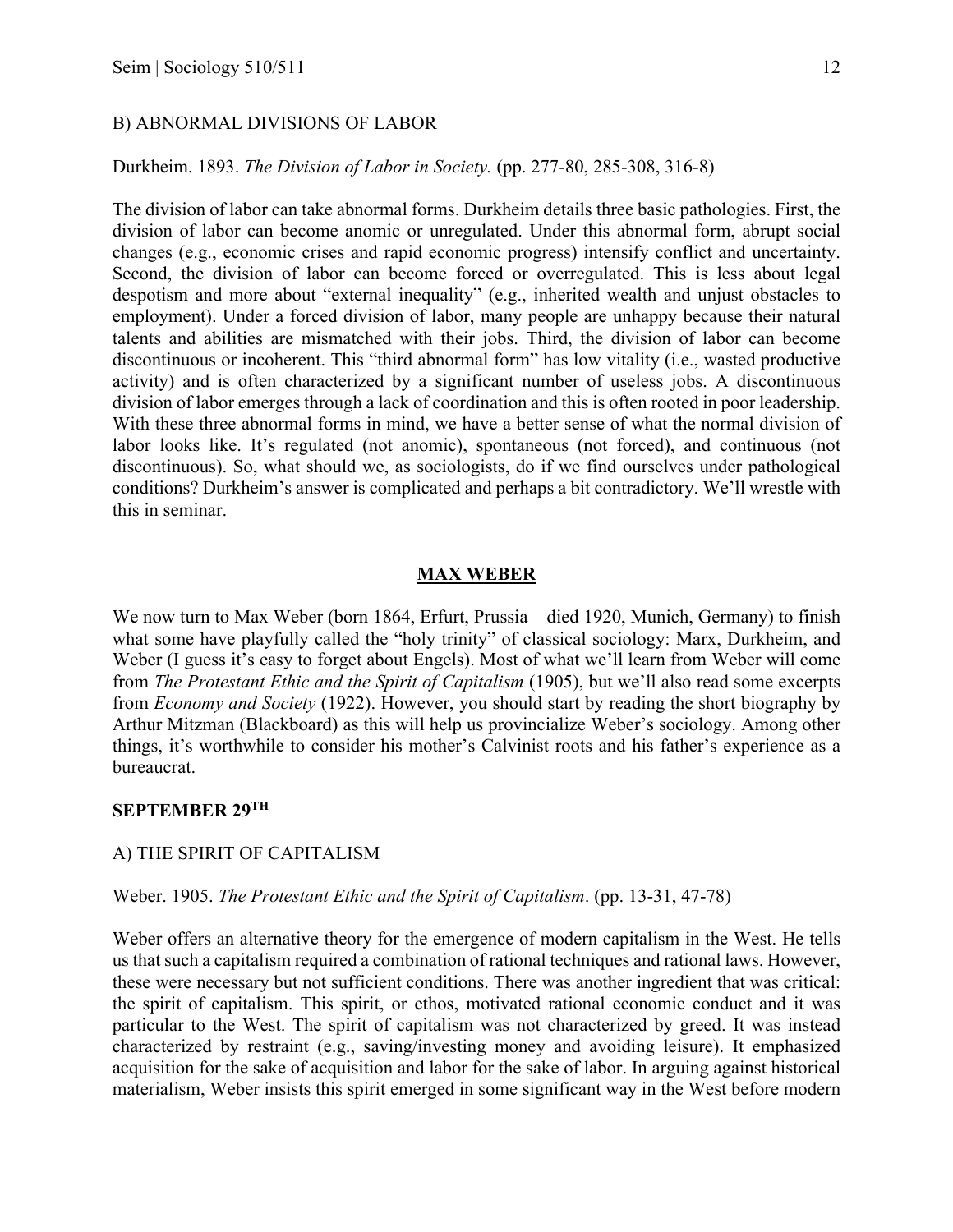B) ABNORMAL DIVISIONS OF LABOR

Durkheim. 1893. *The Division of Labor in Society.* (pp. 277-80, 285-308, 316-8)

The division of labor can take abnormal forms. Durkheim details three basic pathologies. First, the division of labor can become anomic or unregulated. Under this abnormal form, abrupt social changes (e.g., economic crises and rapid economic progress) intensify conflict and uncertainty. Second, the division of labor can become forced or overregulated. This is less about legal despotism and more about "external inequality" (e.g., inherited wealth and unjust obstacles to employment). Under a forced division of labor, many people are unhappy because their natural talents and abilities are mismatched with their jobs. Third, the division of labor can become discontinuous or incoherent. This "third abnormal form" has low vitality (i.e., wasted productive activity) and is often characterized by a significant number of useless jobs. A discontinuous division of labor emerges through a lack of coordination and this is often rooted in poor leadership. With these three abnormal forms in mind, we have a better sense of what the normal division of labor looks like. It's regulated (not anomic), spontaneous (not forced), and continuous (not discontinuous). So, what should we, as sociologists, do if we find ourselves under pathological conditions? Durkheim's answer is complicated and perhaps a bit contradictory. We'll wrestle with this in seminar.

## MAX WEBER

We now turn to Max Weber (born 1864, Erfurt, Prussia – died 1920, Munich, Germany) to finish what some have playfully called the "holy trinity" of classical sociology: Marx, Durkheim, and Weber (I guess it's easy to forget about Engels). Most of what we'll learn from Weber will come from *The Protestant Ethic and the Spirit of Capitalism* (1905), but we'll also read some excerpts from *Economy and Society* (1922). However, you should start by reading the short biography by Arthur Mitzman (Blackboard) as this will help us provincialize Weber's sociology. Among other things, it's worthwhile to consider his mother's Calvinist roots and his father's experience as a bureaucrat.

### SEPTEMBER 29TH

A) THE SPIRIT OF CAPITALISM

Weber. 1905. *The Protestant Ethic and the Spirit of Capitalism*. (pp. 13-31, 47-78)

Weber offers an alternative theory for the emergence of modern capitalism in the West. He tells us that such a capitalism required a combination of rational techniques and rational laws. However, these were necessary but not sufficient conditions. There was another ingredient that was critical: the spirit of capitalism. This spirit, or ethos, motivated rational economic conduct and it was particular to the West. The spirit of capitalism was not characterized by greed. It was instead characterized by restraint (e.g., saving/investing money and avoiding leisure). It emphasized acquisition for the sake of acquisition and labor for the sake of labor. In arguing against historical materialism, Weber insists this spirit emerged in some significant way in the West before modern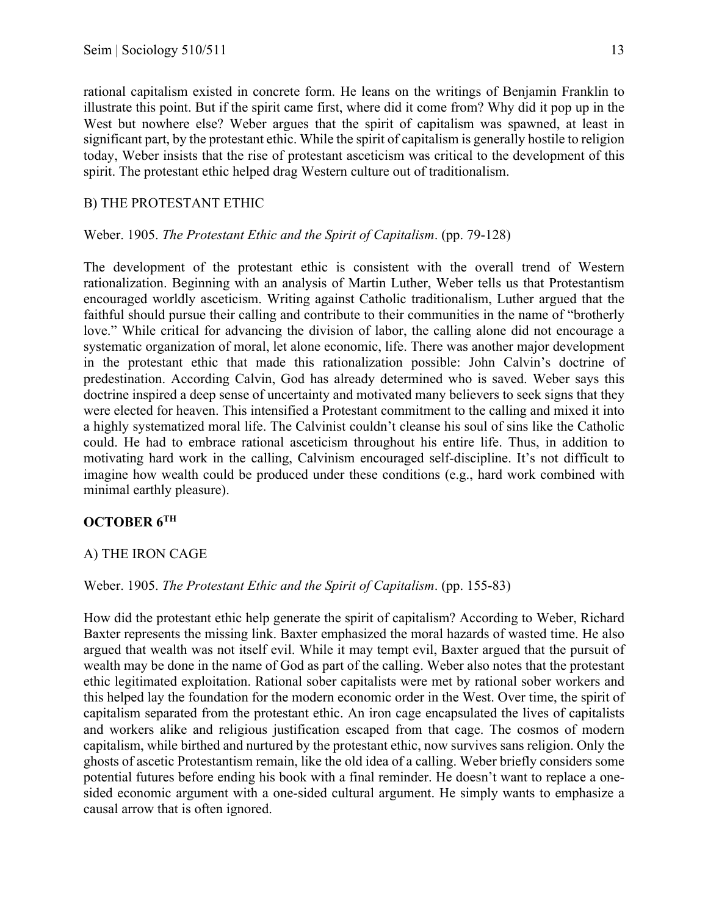rational capitalism existed in concrete form. He leans on the writings of Benjamin Franklin to illustrate this point. But if the spirit came first, where did it come from? Why did it pop up in the West but nowhere else? Weber argues that the spirit of capitalism was spawned, at least in significant part, by the protestant ethic. While the spirit of capitalism is generally hostile to religion today, Weber insists that the rise of protestant asceticism was critical to the development of this spirit. The protestant ethic helped drag Western culture out of traditionalism.

B) THE PROTESTANT ETHIC

Weber. 1905. *The Protestant Ethic and the Spirit of Capitalism*. (pp. 79-128)

The development of the protestant ethic is consistent with the overall trend of Western rationalization. Beginning with an analysis of Martin Luther, Weber tells us that Protestantism encouraged worldly asceticism. Writing against Catholic traditionalism, Luther argued that the faithful should pursue their calling and contribute to their communities in the name of "brotherly love." While critical for advancing the division of labor, the calling alone did not encourage a systematic organization of moral, let alone economic, life. There was another major development in the protestant ethic that made this rationalization possible: John Calvin's doctrine of predestination. According Calvin, God has already determined who is saved. Weber says this doctrine inspired a deep sense of uncertainty and motivated many believers to seek signs that they were elected for heaven. This intensified a Protestant commitment to the calling and mixed it into a highly systematized moral life. The Calvinist couldn't cleanse his soul of sins like the Catholic could. He had to embrace rational asceticism throughout his entire life. Thus, in addition to motivating hard work in the calling, Calvinism encouraged self-discipline. It's not difficult to imagine how wealth could be produced under these conditions (e.g., hard work combined with minimal earthly pleasure).

**OCTOBER 6TH**

A) THE IRON CAGE

Weber. 1905. *The Protestant Ethic and the Spirit of Capitalism*. (pp. 155-83)

How did the protestant ethic help generate the spirit of capitalism? According to Weber, Richard Baxter represents the missing link. Baxter emphasized the moral hazards of wasted time. He also argued that wealth was not itself evil. While it may tempt evil, Baxter argued that the pursuit of wealth may be done in the name of God as part of the calling. Weber also notes that the protestant ethic legitimated exploitation. Rational sober capitalists were met by rational sober workers and this helped lay the foundation for the modern economic order in the West. Over time, the spirit of capitalism separated from the protestant ethic. An iron cage encapsulated the lives of capitalists and workers alike and religious justification escaped from that cage. The cosmos of modern capitalism, while birthed and nurtured by the protestant ethic, now survives sans religion. Only the ghosts of ascetic Protestantism remain, like the old idea of a calling. Weber briefly considers some potential futures before ending his book with a final reminder. He doesn't want to replace a one-sided economic argument with a one-sided cultural argument. He simply wants to emphasize a causal arrow that is often ignored.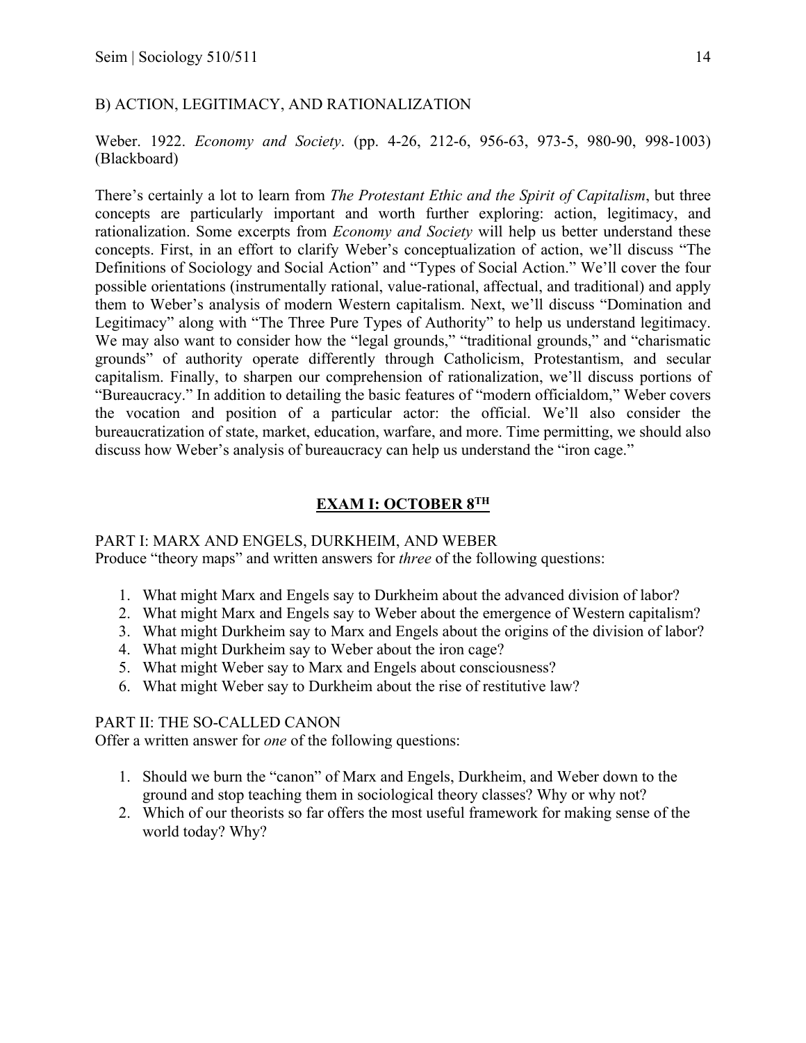### B) ACTION, LEGITIMACY, AND RATIONALIZATION

Weber. 1922. *Economy and Society*. (pp. 4-26, 212-6, 956-63, 973-5, 980-90, 998-1003) (Blackboard)

There's certainly a lot to learn from *The Protestant Ethic and the Spirit of Capitalism*, but three concepts are particularly important and worth further exploring: action, legitimacy, and rationalization. Some excerpts from *Economy and Society* will help us better understand these concepts. First, in an effort to clarify Weber's conceptualization of action, we'll discuss "The Definitions of Sociology and Social Action" and "Types of Social Action." We'll cover the four possible orientations (instrumentally rational, value-rational, affectual, and traditional) and apply them to Weber's analysis of modern Western capitalism. Next, we'll discuss "Domination and Legitimacy" along with "The Three Pure Types of Authority" to help us understand legitimacy. We may also want to consider how the "legal grounds," "traditional grounds," and "charismatic grounds" of authority operate differently through Catholicism, Protestantism, and secular capitalism. Finally, to sharpen our comprehension of rationalization, we'll discuss portions of "Bureaucracy." In addition to detailing the basic features of "modern officialdom," Weber covers the vocation and position of a particular actor: the official. We'll also consider the bureaucratization of state, market, education, warfare, and more. Time permitting, we should also discuss how Weber's analysis of bureaucracy can help us understand the "iron cage."

## EXAM I: OCTOBER 8TH

### PART I: MARX AND ENGELS, DURKHEIM, AND WEBER

Produce "theory maps" and written answers for *three* of the following questions:

1. What might Marx and Engels say to Durkheim about the advanced division of labor?
2. What might Marx and Engels say to Weber about the emergence of Western capitalism?
3. What might Durkheim say to Marx and Engels about the origins of the division of labor?
4. What might Durkheim say to Weber about the iron cage?
5. What might Weber say to Marx and Engels about consciousness?
6. What might Weber say to Durkheim about the rise of restitutive law?

### PART II: THE SO-CALLED CANON

Offer a written answer for *one* of the following questions:

1. Should we burn the "canon" of Marx and Engels, Durkheim, and Weber down to the ground and stop teaching them in sociological theory classes? Why or why not?
2. Which of our theorists so far offers the most useful framework for making sense of the world today? Why?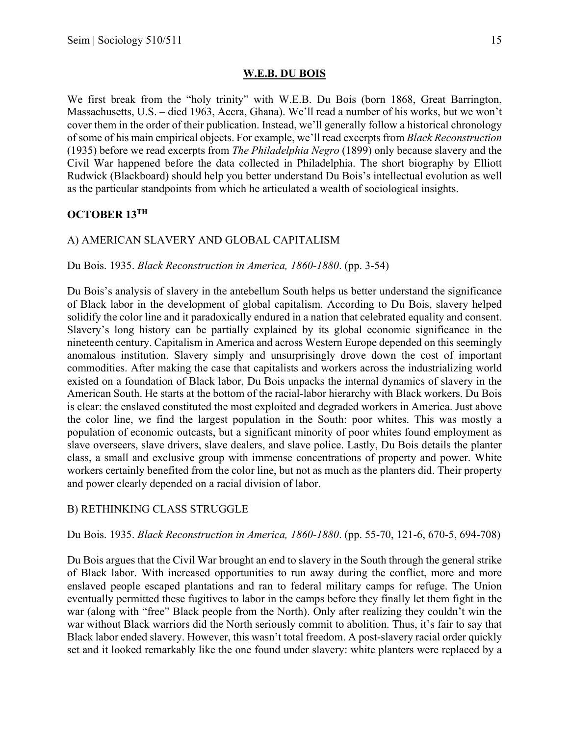## W.E.B. DU BOIS

We first break from the "holy trinity" with W.E.B. Du Bois (born 1868, Great Barrington, Massachusetts, U.S. – died 1963, Accra, Ghana). We'll read a number of his works, but we won't cover them in the order of their publication. Instead, we'll generally follow a historical chronology of some of his main empirical objects. For example, we'll read excerpts from *Black Reconstruction* (1935) before we read excerpts from *The Philadelphia Negro* (1899) only because slavery and the Civil War happened before the data collected in Philadelphia. The short biography by Elliott Rudwick (Blackboard) should help you better understand Du Bois's intellectual evolution as well as the particular standpoints from which he articulated a wealth of sociological insights.

### OCTOBER 13TH

#### A) AMERICAN SLAVERY AND GLOBAL CAPITALISM

Du Bois. 1935. *Black Reconstruction in America, 1860-1880*. (pp. 3-54)

Du Bois's analysis of slavery in the antebellum South helps us better understand the significance of Black labor in the development of global capitalism. According to Du Bois, slavery helped solidify the color line and it paradoxically endured in a nation that celebrated equality and consent. Slavery's long history can be partially explained by its global economic significance in the nineteenth century. Capitalism in America and across Western Europe depended on this seemingly anomalous institution. Slavery simply and unsurprisingly drove down the cost of important commodities. After making the case that capitalists and workers across the industrializing world existed on a foundation of Black labor, Du Bois unpacks the internal dynamics of slavery in the American South. He starts at the bottom of the racial-labor hierarchy with Black workers. Du Bois is clear: the enslaved constituted the most exploited and degraded workers in America. Just above the color line, we find the largest population in the South: poor whites. This was mostly a population of economic outcasts, but a significant minority of poor whites found employment as slave overseers, slave drivers, slave dealers, and slave police. Lastly, Du Bois details the planter class, a small and exclusive group with immense concentrations of property and power. White workers certainly benefited from the color line, but not as much as the planters did. Their property and power clearly depended on a racial division of labor.

#### B) RETHINKING CLASS STRUGGLE

Du Bois. 1935. *Black Reconstruction in America, 1860-1880*. (pp. 55-70, 121-6, 670-5, 694-708)

Du Bois argues that the Civil War brought an end to slavery in the South through the general strike of Black labor. With increased opportunities to run away during the conflict, more and more enslaved people escaped plantations and ran to federal military camps for refuge. The Union eventually permitted these fugitives to labor in the camps before they finally let them fight in the war (along with "free" Black people from the North). Only after realizing they couldn't win the war without Black warriors did the North seriously commit to abolition. Thus, it's fair to say that Black labor ended slavery. However, this wasn't total freedom. A post-slavery racial order quickly set and it looked remarkably like the one found under slavery: white planters were replaced by a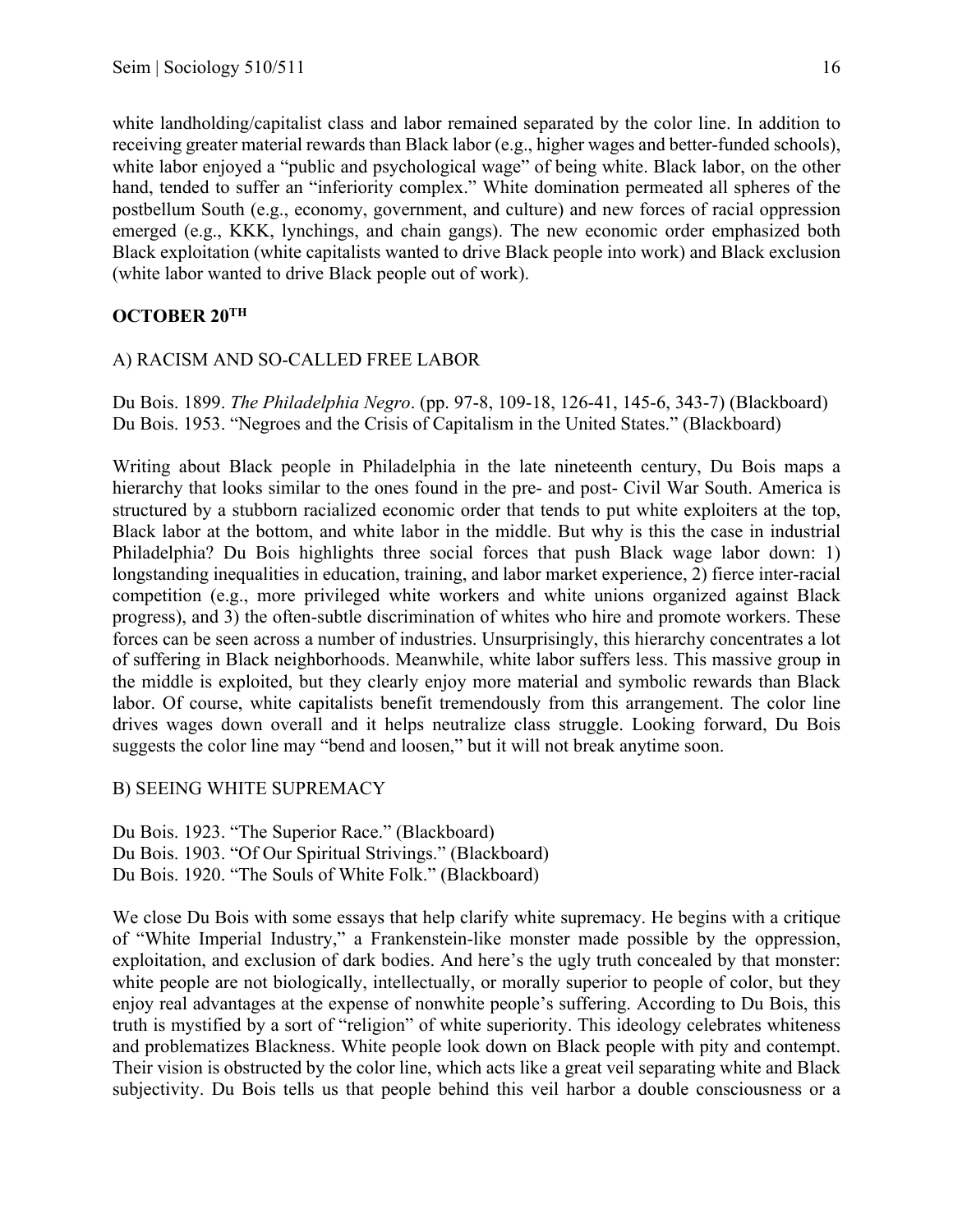white landholding/capitalist class and labor remained separated by the color line. In addition to receiving greater material rewards than Black labor (e.g., higher wages and better-funded schools), white labor enjoyed a "public and psychological wage" of being white. Black labor, on the other hand, tended to suffer an "inferiority complex." White domination permeated all spheres of the postbellum South (e.g., economy, government, and culture) and new forces of racial oppression emerged (e.g., KKK, lynchings, and chain gangs). The new economic order emphasized both Black exploitation (white capitalists wanted to drive Black people into work) and Black exclusion (white labor wanted to drive Black people out of work).

## OCTOBER 20TH

### A) RACISM AND SO-CALLED FREE LABOR

Du Bois. 1899. *The Philadelphia Negro*. (pp. 97-8, 109-18, 126-41, 145-6, 343-7) (Blackboard)
Du Bois. 1953. "Negroes and the Crisis of Capitalism in the United States." (Blackboard)

Writing about Black people in Philadelphia in the late nineteenth century, Du Bois maps a hierarchy that looks similar to the ones found in the pre- and post- Civil War South. America is structured by a stubborn racialized economic order that tends to put white exploiters at the top, Black labor at the bottom, and white labor in the middle. But why is this the case in industrial Philadelphia? Du Bois highlights three social forces that push Black wage labor down: 1) longstanding inequalities in education, training, and labor market experience, 2) fierce inter-racial competition (e.g., more privileged white workers and white unions organized against Black progress), and 3) the often-subtle discrimination of whites who hire and promote workers. These forces can be seen across a number of industries. Unsurprisingly, this hierarchy concentrates a lot of suffering in Black neighborhoods. Meanwhile, white labor suffers less. This massive group in the middle is exploited, but they clearly enjoy more material and symbolic rewards than Black labor. Of course, white capitalists benefit tremendously from this arrangement. The color line drives wages down overall and it helps neutralize class struggle. Looking forward, Du Bois suggests the color line may "bend and loosen," but it will not break anytime soon.

### B) SEEING WHITE SUPREMACY

Du Bois. 1923. "The Superior Race." (Blackboard)
Du Bois. 1903. "Of Our Spiritual Strivings." (Blackboard)
Du Bois. 1920. "The Souls of White Folk." (Blackboard)

We close Du Bois with some essays that help clarify white supremacy. He begins with a critique of "White Imperial Industry," a Frankenstein-like monster made possible by the oppression, exploitation, and exclusion of dark bodies. And here's the ugly truth concealed by that monster: white people are not biologically, intellectually, or morally superior to people of color, but they enjoy real advantages at the expense of nonwhite people's suffering. According to Du Bois, this truth is mystified by a sort of "religion" of white superiority. This ideology celebrates whiteness and problematizes Blackness. White people look down on Black people with pity and contempt. Their vision is obstructed by the color line, which acts like a great veil separating white and Black subjectivity. Du Bois tells us that people behind this veil harbor a double consciousness or a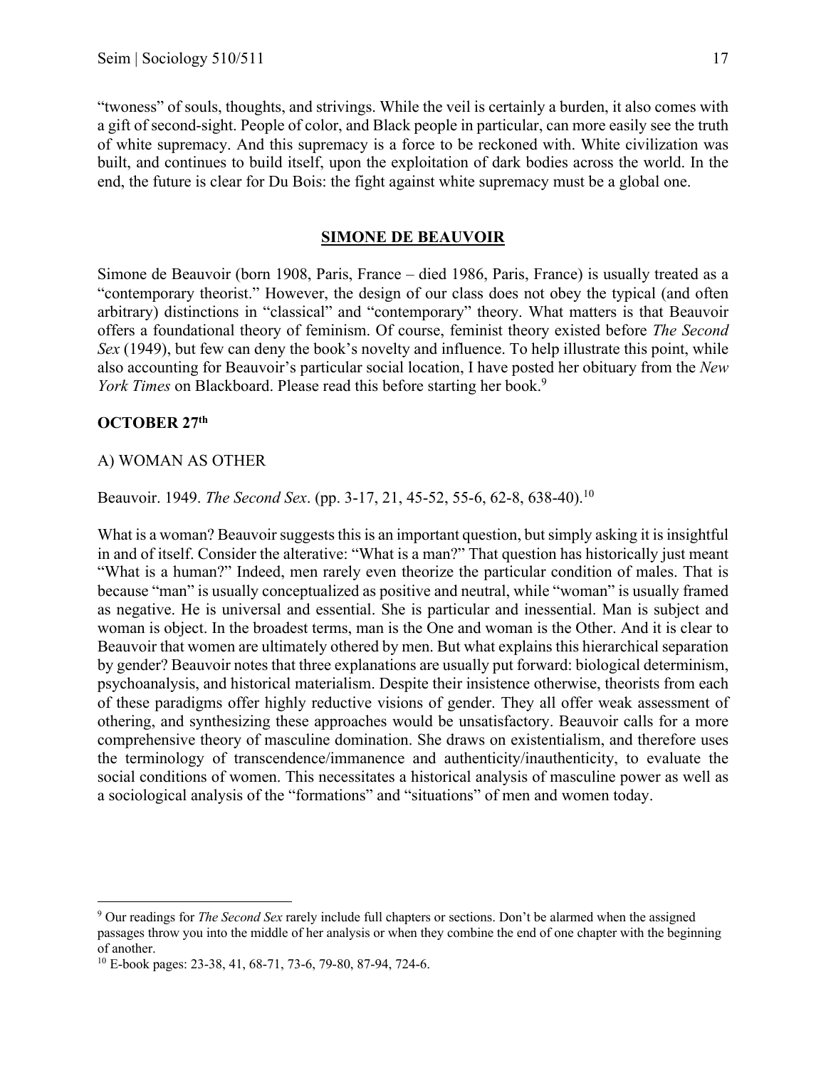"twoness" of souls, thoughts, and strivings. While the veil is certainly a burden, it also comes with a gift of second-sight. People of color, and Black people in particular, can more easily see the truth of white supremacy. And this supremacy is a force to be reckoned with. White civilization was built, and continues to build itself, upon the exploitation of dark bodies across the world. In the end, the future is clear for Du Bois: the fight against white supremacy must be a global one.

## SIMONE DE BEAUVOIR

Simone de Beauvoir (born 1908, Paris, France – died 1986, Paris, France) is usually treated as a "contemporary theorist." However, the design of our class does not obey the typical (and often arbitrary) distinctions in "classical" and "contemporary" theory. What matters is that Beauvoir offers a foundational theory of feminism. Of course, feminist theory existed before *The Second Sex* (1949), but few can deny the book's novelty and influence. To help illustrate this point, while also accounting for Beauvoir's particular social location, I have posted her obituary from the *New York Times* on Blackboard. Please read this before starting her book.[9]

### OCTOBER 27th

A) WOMAN AS OTHER

Beauvoir. 1949. *The Second Sex*. (pp. 3-17, 21, 45-52, 55-6, 62-8, 638-40).[10]

What is a woman? Beauvoir suggests this is an important question, but simply asking it is insightful in and of itself. Consider the alterative: "What is a man?" That question has historically just meant "What is a human?" Indeed, men rarely even theorize the particular condition of males. That is because "man" is usually conceptualized as positive and neutral, while "woman" is usually framed as negative. He is universal and essential. She is particular and inessential. Man is subject and woman is object. In the broadest terms, man is the One and woman is the Other. And it is clear to Beauvoir that women are ultimately othered by men. But what explains this hierarchical separation by gender? Beauvoir notes that three explanations are usually put forward: biological determinism, psychoanalysis, and historical materialism. Despite their insistence otherwise, theorists from each of these paradigms offer highly reductive visions of gender. They all offer weak assessment of othering, and synthesizing these approaches would be unsatisfactory. Beauvoir calls for a more comprehensive theory of masculine domination. She draws on existentialism, and therefore uses the terminology of transcendence/immanence and authenticity/inauthenticity, to evaluate the social conditions of women. This necessitates a historical analysis of masculine power as well as a sociological analysis of the "formations" and "situations" of men and women today.

---

[9] Our readings for *The Second Sex* rarely include full chapters or sections. Don't be alarmed when the assigned passages throw you into the middle of her analysis or when they combine the end of one chapter with the beginning of another.

[10] E-book pages: 23-38, 41, 68-71, 73-6, 79-80, 87-94, 724-6.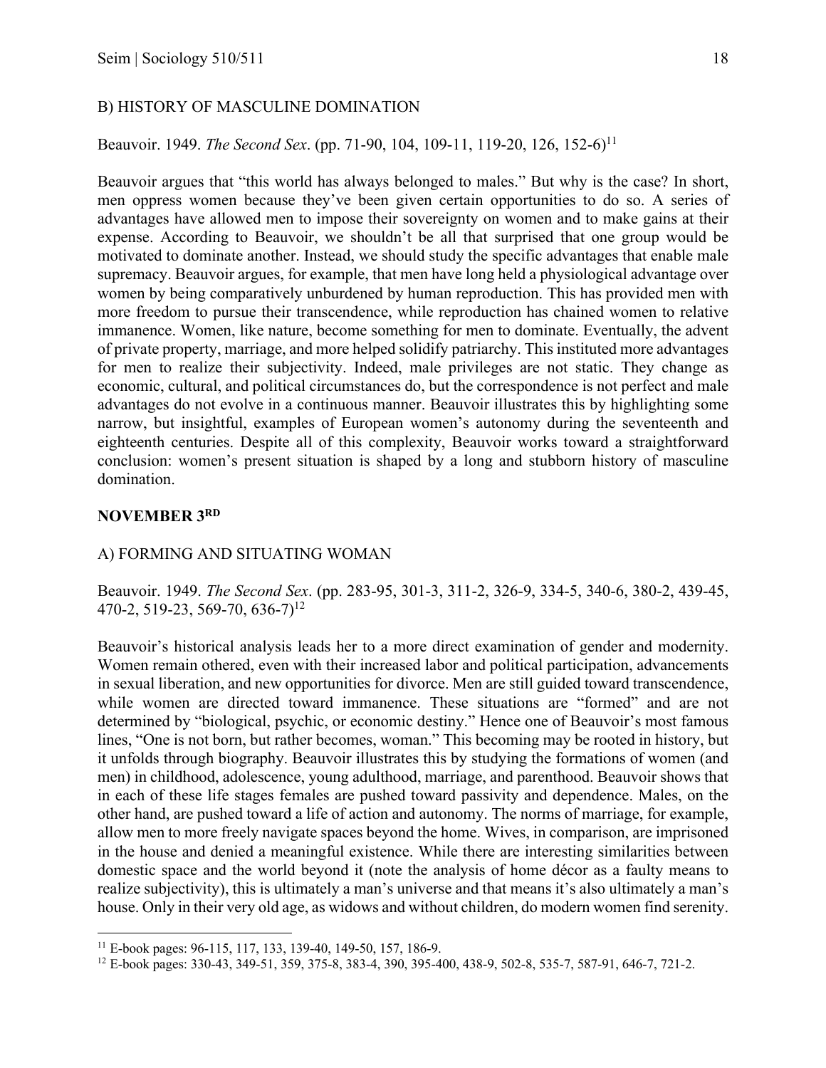B) HISTORY OF MASCULINE DOMINATION

Beauvoir. 1949. *The Second Sex*. (pp. 71-90, 104, 109-11, 119-20, 126, 152-6)[11]

Beauvoir argues that "this world has always belonged to males." But why is the case? In short, men oppress women because they've been given certain opportunities to do so. A series of advantages have allowed men to impose their sovereignty on women and to make gains at their expense. According to Beauvoir, we shouldn't be all that surprised that one group would be motivated to dominate another. Instead, we should study the specific advantages that enable male supremacy. Beauvoir argues, for example, that men have long held a physiological advantage over women by being comparatively unburdened by human reproduction. This has provided men with more freedom to pursue their transcendence, while reproduction has chained women to relative immanence. Women, like nature, become something for men to dominate. Eventually, the advent of private property, marriage, and more helped solidify patriarchy. This instituted more advantages for men to realize their subjectivity. Indeed, male privileges are not static. They change as economic, cultural, and political circumstances do, but the correspondence is not perfect and male advantages do not evolve in a continuous manner. Beauvoir illustrates this by highlighting some narrow, but insightful, examples of European women's autonomy during the seventeenth and eighteenth centuries. Despite all of this complexity, Beauvoir works toward a straightforward conclusion: women's present situation is shaped by a long and stubborn history of masculine domination.

**NOVEMBER 3RD**

A) FORMING AND SITUATING WOMAN

Beauvoir. 1949. *The Second Sex*. (pp. 283-95, 301-3, 311-2, 326-9, 334-5, 340-6, 380-2, 439-45, 470-2, 519-23, 569-70, 636-7)[12]

Beauvoir's historical analysis leads her to a more direct examination of gender and modernity. Women remain othered, even with their increased labor and political participation, advancements in sexual liberation, and new opportunities for divorce. Men are still guided toward transcendence, while women are directed toward immanence. These situations are "formed" and are not determined by "biological, psychic, or economic destiny." Hence one of Beauvoir's most famous lines, "One is not born, but rather becomes, woman." This becoming may be rooted in history, but it unfolds through biography. Beauvoir illustrates this by studying the formations of women (and men) in childhood, adolescence, young adulthood, marriage, and parenthood. Beauvoir shows that in each of these life stages females are pushed toward passivity and dependence. Males, on the other hand, are pushed toward a life of action and autonomy. The norms of marriage, for example, allow men to more freely navigate spaces beyond the home. Wives, in comparison, are imprisoned in the house and denied a meaningful existence. While there are interesting similarities between domestic space and the world beyond it (note the analysis of home décor as a faulty means to realize subjectivity), this is ultimately a man's universe and that means it's also ultimately a man's house. Only in their very old age, as widows and without children, do modern women find serenity.

[11] E-book pages: 96-115, 117, 133, 139-40, 149-50, 157, 186-9.

[12] E-book pages: 330-43, 349-51, 359, 375-8, 383-4, 390, 395-400, 438-9, 502-8, 535-7, 587-91, 646-7, 721-2.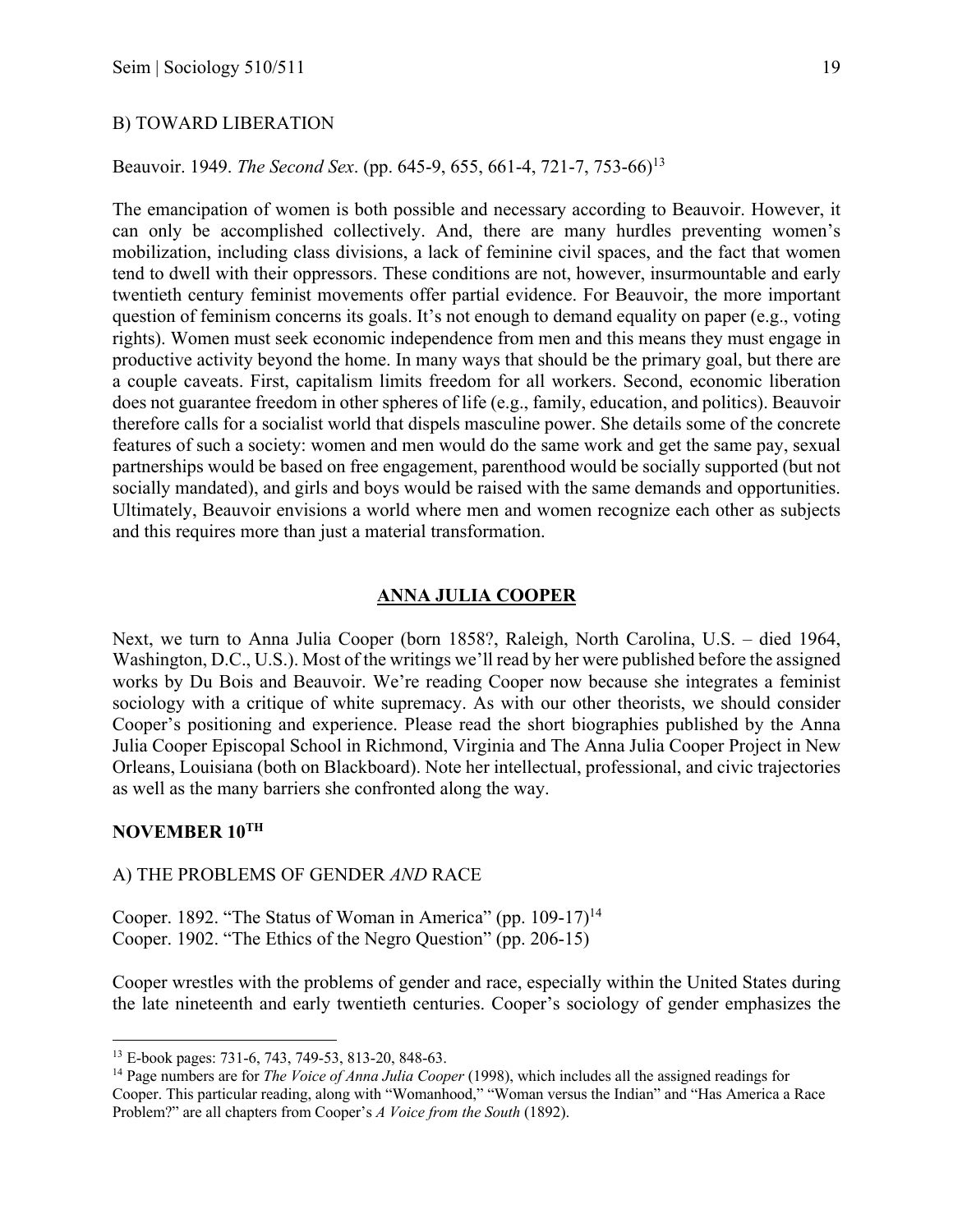B) TOWARD LIBERATION

Beauvoir. 1949. *The Second Sex*. (pp. 645-9, 655, 661-4, 721-7, 753-66)[13]

The emancipation of women is both possible and necessary according to Beauvoir. However, it can only be accomplished collectively. And, there are many hurdles preventing women's mobilization, including class divisions, a lack of feminine civil spaces, and the fact that women tend to dwell with their oppressors. These conditions are not, however, insurmountable and early twentieth century feminist movements offer partial evidence. For Beauvoir, the more important question of feminism concerns its goals. It's not enough to demand equality on paper (e.g., voting rights). Women must seek economic independence from men and this means they must engage in productive activity beyond the home. In many ways that should be the primary goal, but there are a couple caveats. First, capitalism limits freedom for all workers. Second, economic liberation does not guarantee freedom in other spheres of life (e.g., family, education, and politics). Beauvoir therefore calls for a socialist world that dispels masculine power. She details some of the concrete features of such a society: women and men would do the same work and get the same pay, sexual partnerships would be based on free engagement, parenthood would be socially supported (but not socially mandated), and girls and boys would be raised with the same demands and opportunities. Ultimately, Beauvoir envisions a world where men and women recognize each other as subjects and this requires more than just a material transformation.

## ANNA JULIA COOPER

Next, we turn to Anna Julia Cooper (born 1858?, Raleigh, North Carolina, U.S. – died 1964, Washington, D.C., U.S.). Most of the writings we'll read by her were published before the assigned works by Du Bois and Beauvoir. We're reading Cooper now because she integrates a feminist sociology with a critique of white supremacy. As with our other theorists, we should consider Cooper's positioning and experience. Please read the short biographies published by the Anna Julia Cooper Episcopal School in Richmond, Virginia and The Anna Julia Cooper Project in New Orleans, Louisiana (both on Blackboard). Note her intellectual, professional, and civic trajectories as well as the many barriers she confronted along the way.

### NOVEMBER 10TH

A) THE PROBLEMS OF GENDER *AND* RACE

Cooper. 1892. "The Status of Woman in America" (pp. 109-17)[14]
Cooper. 1902. "The Ethics of the Negro Question" (pp. 206-15)

Cooper wrestles with the problems of gender and race, especially within the United States during the late nineteenth and early twentieth centuries. Cooper's sociology of gender emphasizes the

[13] E-book pages: 731-6, 743, 749-53, 813-20, 848-63.
[14] Page numbers are for *The Voice of Anna Julia Cooper* (1998), which includes all the assigned readings for Cooper. This particular reading, along with "Womanhood," "Woman versus the Indian" and "Has America a Race Problem?" are all chapters from Cooper's *A Voice from the South* (1892).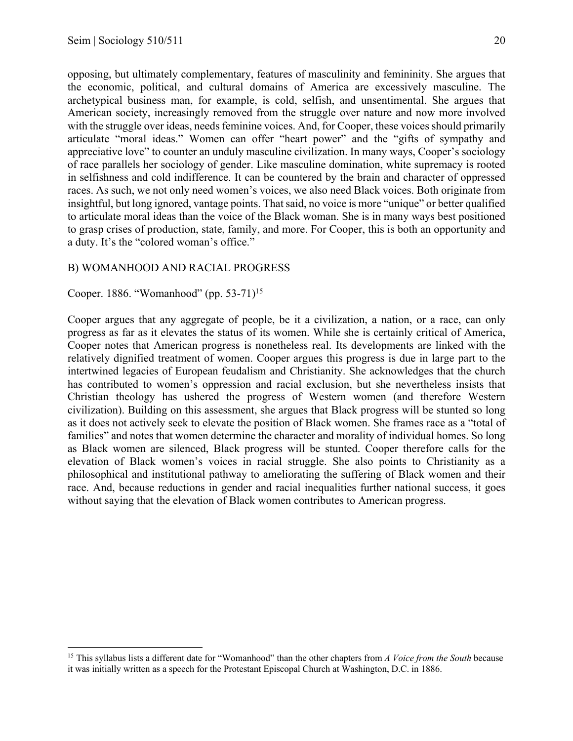opposing, but ultimately complementary, features of masculinity and femininity. She argues that the economic, political, and cultural domains of America are excessively masculine. The archetypical business man, for example, is cold, selfish, and unsentimental. She argues that American society, increasingly removed from the struggle over nature and now more involved with the struggle over ideas, needs feminine voices. And, for Cooper, these voices should primarily articulate "moral ideas." Women can offer "heart power" and the "gifts of sympathy and appreciative love" to counter an unduly masculine civilization. In many ways, Cooper's sociology of race parallels her sociology of gender. Like masculine domination, white supremacy is rooted in selfishness and cold indifference. It can be countered by the brain and character of oppressed races. As such, we not only need women's voices, we also need Black voices. Both originate from insightful, but long ignored, vantage points. That said, no voice is more "unique" or better qualified to articulate moral ideas than the voice of the Black woman. She is in many ways best positioned to grasp crises of production, state, family, and more. For Cooper, this is both an opportunity and a duty. It's the "colored woman's office."

## B) WOMANHOOD AND RACIAL PROGRESS

Cooper. 1886. "Womanhood" (pp. 53-71)[15]

Cooper argues that any aggregate of people, be it a civilization, a nation, or a race, can only progress as far as it elevates the status of its women. While she is certainly critical of America, Cooper notes that American progress is nonetheless real. Its developments are linked with the relatively dignified treatment of women. Cooper argues this progress is due in large part to the intertwined legacies of European feudalism and Christianity. She acknowledges that the church has contributed to women's oppression and racial exclusion, but she nevertheless insists that Christian theology has ushered the progress of Western women (and therefore Western civilization). Building on this assessment, she argues that Black progress will be stunted so long as it does not actively seek to elevate the position of Black women. She frames race as a "total of families" and notes that women determine the character and morality of individual homes. So long as Black women are silenced, Black progress will be stunted. Cooper therefore calls for the elevation of Black women's voices in racial struggle. She also points to Christianity as a philosophical and institutional pathway to ameliorating the suffering of Black women and their race. And, because reductions in gender and racial inequalities further national success, it goes without saying that the elevation of Black women contributes to American progress.

[15] This syllabus lists a different date for "Womanhood" than the other chapters from *A Voice from the South* because it was initially written as a speech for the Protestant Episcopal Church at Washington, D.C. in 1886.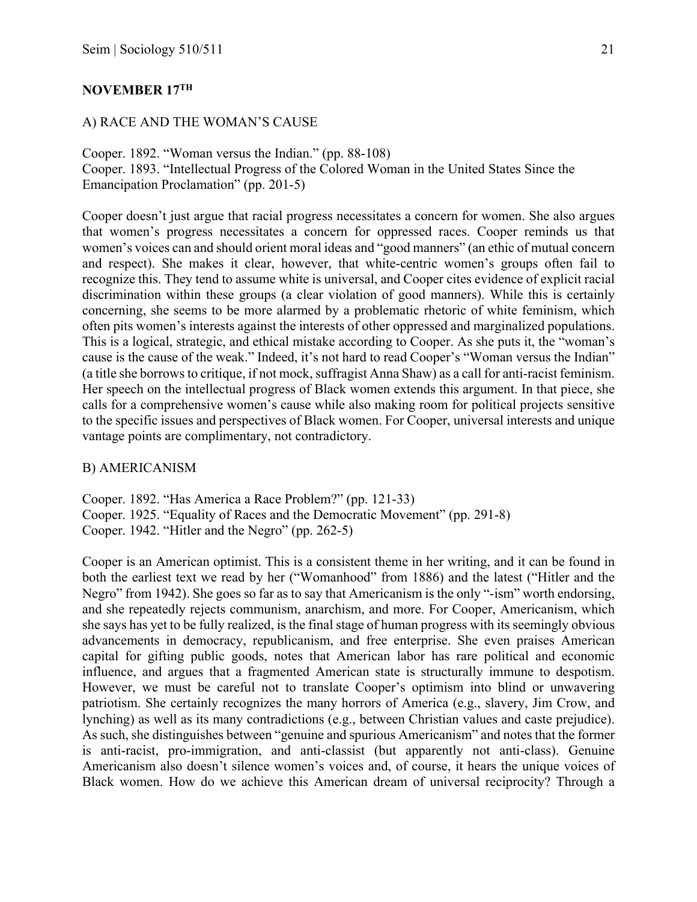**NOVEMBER 17TH**

A) RACE AND THE WOMAN'S CAUSE

Cooper. 1892. "Woman versus the Indian." (pp. 88-108)
Cooper. 1893. "Intellectual Progress of the Colored Woman in the United States Since the Emancipation Proclamation" (pp. 201-5)

Cooper doesn't just argue that racial progress necessitates a concern for women. She also argues that women's progress necessitates a concern for oppressed races. Cooper reminds us that women's voices can and should orient moral ideas and "good manners" (an ethic of mutual concern and respect). She makes it clear, however, that white-centric women's groups often fail to recognize this. They tend to assume white is universal, and Cooper cites evidence of explicit racial discrimination within these groups (a clear violation of good manners). While this is certainly concerning, she seems to be more alarmed by a problematic rhetoric of white feminism, which often pits women's interests against the interests of other oppressed and marginalized populations. This is a logical, strategic, and ethical mistake according to Cooper. As she puts it, the "woman's cause is the cause of the weak." Indeed, it's not hard to read Cooper's "Woman versus the Indian" (a title she borrows to critique, if not mock, suffragist Anna Shaw) as a call for anti-racist feminism. Her speech on the intellectual progress of Black women extends this argument. In that piece, she calls for a comprehensive women's cause while also making room for political projects sensitive to the specific issues and perspectives of Black women. For Cooper, universal interests and unique vantage points are complimentary, not contradictory.

B) AMERICANISM

Cooper. 1892. "Has America a Race Problem?" (pp. 121-33)
Cooper. 1925. "Equality of Races and the Democratic Movement" (pp. 291-8)
Cooper. 1942. "Hitler and the Negro" (pp. 262-5)

Cooper is an American optimist. This is a consistent theme in her writing, and it can be found in both the earliest text we read by her ("Womanhood" from 1886) and the latest ("Hitler and the Negro" from 1942). She goes so far as to say that Americanism is the only "-ism" worth endorsing, and she repeatedly rejects communism, anarchism, and more. For Cooper, Americanism, which she says has yet to be fully realized, is the final stage of human progress with its seemingly obvious advancements in democracy, republicanism, and free enterprise. She even praises American capital for gifting public goods, notes that American labor has rare political and economic influence, and argues that a fragmented American state is structurally immune to despotism. However, we must be careful not to translate Cooper's optimism into blind or unwavering patriotism. She certainly recognizes the many horrors of America (e.g., slavery, Jim Crow, and lynching) as well as its many contradictions (e.g., between Christian values and caste prejudice). As such, she distinguishes between "genuine and spurious Americanism" and notes that the former is anti-racist, pro-immigration, and anti-classist (but apparently not anti-class). Genuine Americanism also doesn't silence women's voices and, of course, it hears the unique voices of Black women. How do we achieve this American dream of universal reciprocity? Through a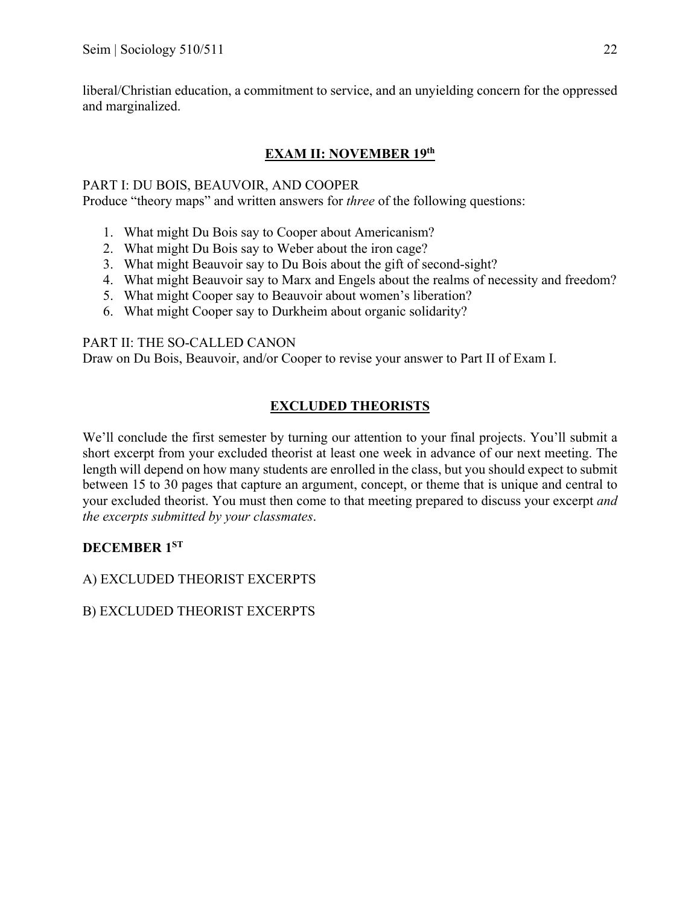liberal/Christian education, a commitment to service, and an unyielding concern for the oppressed and marginalized.

## EXAM II: NOVEMBER 19th

PART I: DU BOIS, BEAUVOIR, AND COOPER
Produce "theory maps" and written answers for *three* of the following questions:

1. What might Du Bois say to Cooper about Americanism?
2. What might Du Bois say to Weber about the iron cage?
3. What might Beauvoir say to Du Bois about the gift of second-sight?
4. What might Beauvoir say to Marx and Engels about the realms of necessity and freedom?
5. What might Cooper say to Beauvoir about women's liberation?
6. What might Cooper say to Durkheim about organic solidarity?

PART II: THE SO-CALLED CANON
Draw on Du Bois, Beauvoir, and/or Cooper to revise your answer to Part II of Exam I.

## EXCLUDED THEORISTS

We'll conclude the first semester by turning our attention to your final projects. You'll submit a short excerpt from your excluded theorist at least one week in advance of our next meeting. The length will depend on how many students are enrolled in the class, but you should expect to submit between 15 to 30 pages that capture an argument, concept, or theme that is unique and central to your excluded theorist. You must then come to that meeting prepared to discuss your excerpt *and the excerpts submitted by your classmates*.

### DECEMBER 1ST

A) EXCLUDED THEORIST EXCERPTS

B) EXCLUDED THEORIST EXCERPTS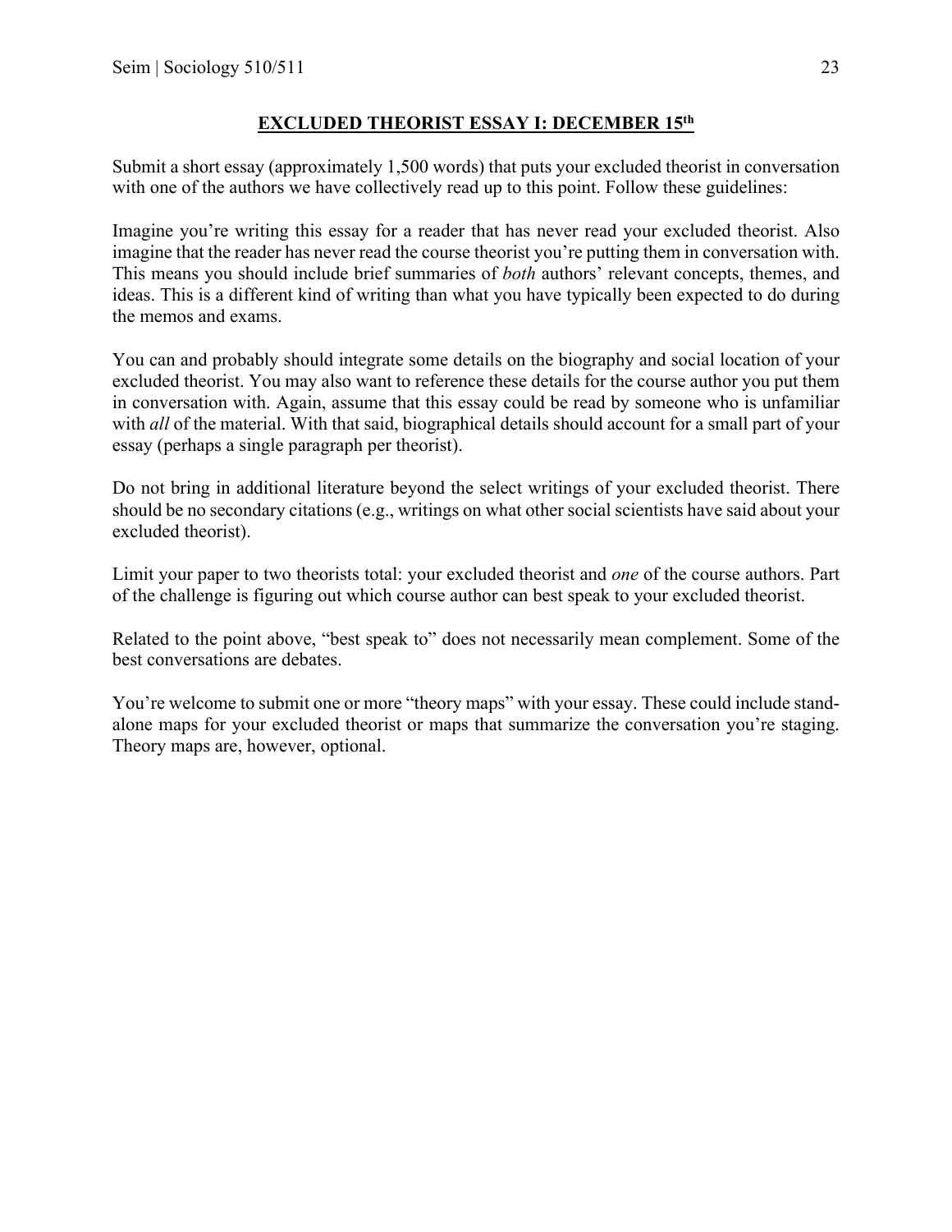## EXCLUDED THEORIST ESSAY I: DECEMBER 15th

Submit a short essay (approximately 1,500 words) that puts your excluded theorist in conversation with one of the authors we have collectively read up to this point. Follow these guidelines:

Imagine you're writing this essay for a reader that has never read your excluded theorist. Also imagine that the reader has never read the course theorist you're putting them in conversation with. This means you should include brief summaries of *both* authors' relevant concepts, themes, and ideas. This is a different kind of writing than what you have typically been expected to do during the memos and exams.

You can and probably should integrate some details on the biography and social location of your excluded theorist. You may also want to reference these details for the course author you put them in conversation with. Again, assume that this essay could be read by someone who is unfamiliar with *all* of the material. With that said, biographical details should account for a small part of your essay (perhaps a single paragraph per theorist).

Do not bring in additional literature beyond the select writings of your excluded theorist. There should be no secondary citations (e.g., writings on what other social scientists have said about your excluded theorist).

Limit your paper to two theorists total: your excluded theorist and *one* of the course authors. Part of the challenge is figuring out which course author can best speak to your excluded theorist.

Related to the point above, "best speak to" does not necessarily mean complement. Some of the best conversations are debates.

You're welcome to submit one or more "theory maps" with your essay. These could include stand-alone maps for your excluded theorist or maps that summarize the conversation you're staging. Theory maps are, however, optional.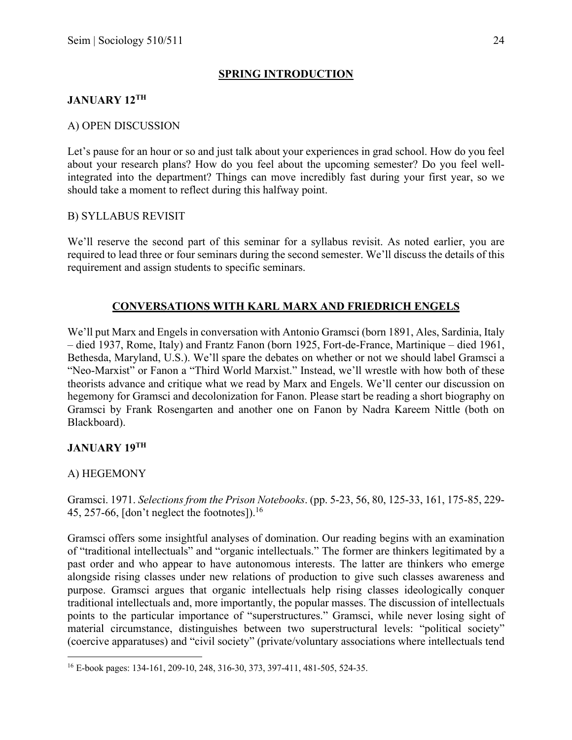## SPRING INTRODUCTION

### JANUARY 12TH

A) OPEN DISCUSSION

Let's pause for an hour or so and just talk about your experiences in grad school. How do you feel about your research plans? How do you feel about the upcoming semester? Do you feel well-integrated into the department? Things can move incredibly fast during your first year, so we should take a moment to reflect during this halfway point.

B) SYLLABUS REVISIT

We'll reserve the second part of this seminar for a syllabus revisit. As noted earlier, you are required to lead three or four seminars during the second semester. We'll discuss the details of this requirement and assign students to specific seminars.

## CONVERSATIONS WITH KARL MARX AND FRIEDRICH ENGELS

We'll put Marx and Engels in conversation with Antonio Gramsci (born 1891, Ales, Sardinia, Italy – died 1937, Rome, Italy) and Frantz Fanon (born 1925, Fort-de-France, Martinique – died 1961, Bethesda, Maryland, U.S.). We'll spare the debates on whether or not we should label Gramsci a "Neo-Marxist" or Fanon a "Third World Marxist." Instead, we'll wrestle with how both of these theorists advance and critique what we read by Marx and Engels. We'll center our discussion on hegemony for Gramsci and decolonization for Fanon. Please start be reading a short biography on Gramsci by Frank Rosengarten and another one on Fanon by Nadra Kareem Nittle (both on Blackboard).

### JANUARY 19TH

A) HEGEMONY

Gramsci. 1971. *Selections from the Prison Notebooks*. (pp. 5-23, 56, 80, 125-33, 161, 175-85, 229-45, 257-66, [don't neglect the footnotes]).[16]

Gramsci offers some insightful analyses of domination. Our reading begins with an examination of "traditional intellectuals" and "organic intellectuals." The former are thinkers legitimated by a past order and who appear to have autonomous interests. The latter are thinkers who emerge alongside rising classes under new relations of production to give such classes awareness and purpose. Gramsci argues that organic intellectuals help rising classes ideologically conquer traditional intellectuals and, more importantly, the popular masses. The discussion of intellectuals points to the particular importance of "superstructures." Gramsci, while never losing sight of material circumstance, distinguishes between two superstructural levels: "political society" (coercive apparatuses) and "civil society" (private/voluntary associations where intellectuals tend

[16] E-book pages: 134-161, 209-10, 248, 316-30, 373, 397-411, 481-505, 524-35.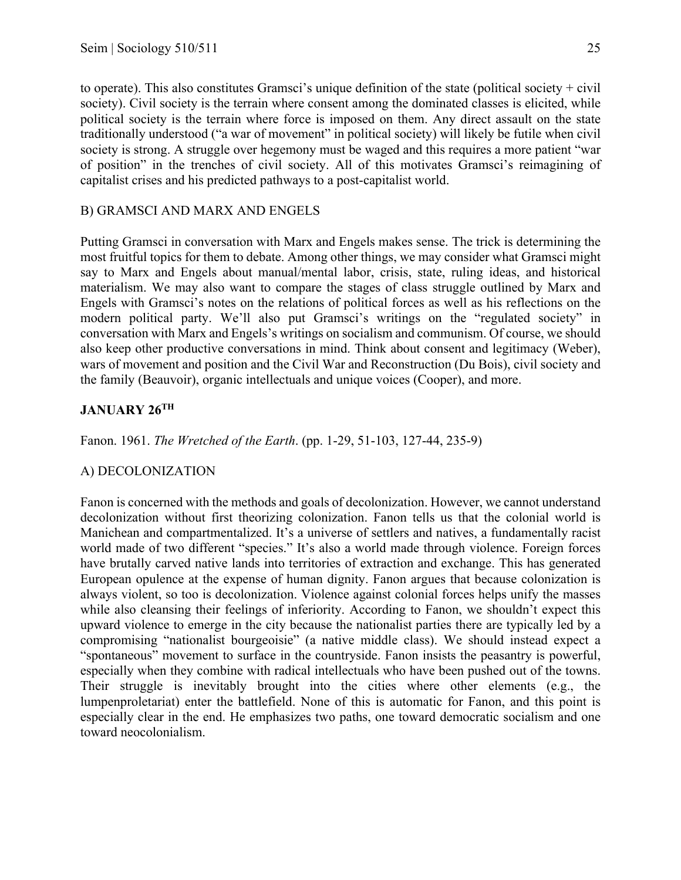to operate). This also constitutes Gramsci's unique definition of the state (political society + civil society). Civil society is the terrain where consent among the dominated classes is elicited, while political society is the terrain where force is imposed on them. Any direct assault on the state traditionally understood ("a war of movement" in political society) will likely be futile when civil society is strong. A struggle over hegemony must be waged and this requires a more patient "war of position" in the trenches of civil society. All of this motivates Gramsci's reimagining of capitalist crises and his predicted pathways to a post-capitalist world.

B) GRAMSCI AND MARX AND ENGELS

Putting Gramsci in conversation with Marx and Engels makes sense. The trick is determining the most fruitful topics for them to debate. Among other things, we may consider what Gramsci might say to Marx and Engels about manual/mental labor, crisis, state, ruling ideas, and historical materialism. We may also want to compare the stages of class struggle outlined by Marx and Engels with Gramsci's notes on the relations of political forces as well as his reflections on the modern political party. We'll also put Gramsci's writings on the "regulated society" in conversation with Marx and Engels's writings on socialism and communism. Of course, we should also keep other productive conversations in mind. Think about consent and legitimacy (Weber), wars of movement and position and the Civil War and Reconstruction (Du Bois), civil society and the family (Beauvoir), organic intellectuals and unique voices (Cooper), and more.

**JANUARY 26TH**

Fanon. 1961. *The Wretched of the Earth*. (pp. 1-29, 51-103, 127-44, 235-9)

A) DECOLONIZATION

Fanon is concerned with the methods and goals of decolonization. However, we cannot understand decolonization without first theorizing colonization. Fanon tells us that the colonial world is Manichean and compartmentalized. It's a universe of settlers and natives, a fundamentally racist world made of two different "species." It's also a world made through violence. Foreign forces have brutally carved native lands into territories of extraction and exchange. This has generated European opulence at the expense of human dignity. Fanon argues that because colonization is always violent, so too is decolonization. Violence against colonial forces helps unify the masses while also cleansing their feelings of inferiority. According to Fanon, we shouldn't expect this upward violence to emerge in the city because the nationalist parties there are typically led by a compromising "nationalist bourgeoisie" (a native middle class). We should instead expect a "spontaneous" movement to surface in the countryside. Fanon insists the peasantry is powerful, especially when they combine with radical intellectuals who have been pushed out of the towns. Their struggle is inevitably brought into the cities where other elements (e.g., the lumpenproletariat) enter the battlefield. None of this is automatic for Fanon, and this point is especially clear in the end. He emphasizes two paths, one toward democratic socialism and one toward neocolonialism.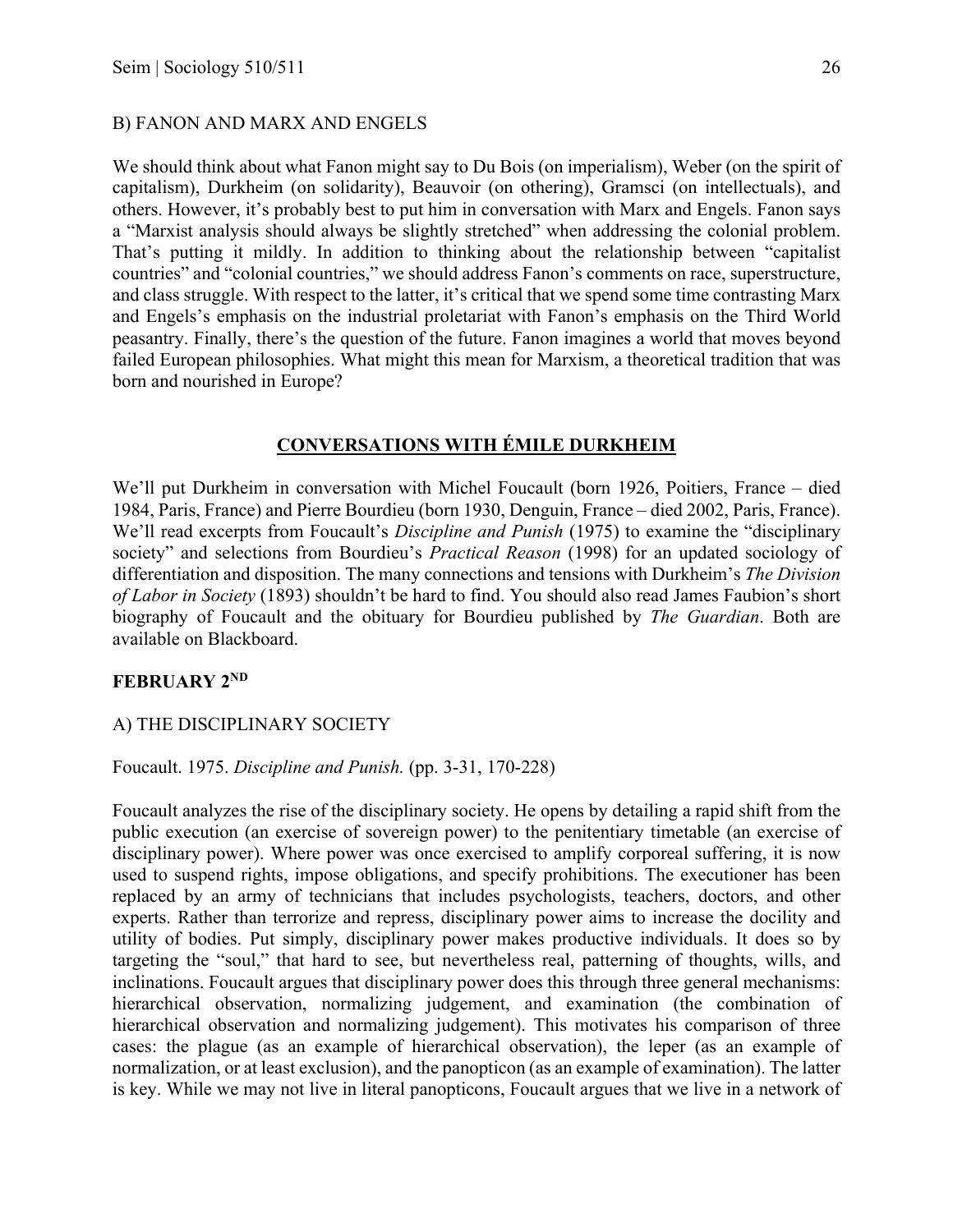B) FANON AND MARX AND ENGELS

We should think about what Fanon might say to Du Bois (on imperialism), Weber (on the spirit of capitalism), Durkheim (on solidarity), Beauvoir (on othering), Gramsci (on intellectuals), and others. However, it's probably best to put him in conversation with Marx and Engels. Fanon says a "Marxist analysis should always be slightly stretched" when addressing the colonial problem. That's putting it mildly. In addition to thinking about the relationship between "capitalist countries" and "colonial countries," we should address Fanon's comments on race, superstructure, and class struggle. With respect to the latter, it's critical that we spend some time contrasting Marx and Engels's emphasis on the industrial proletariat with Fanon's emphasis on the Third World peasantry. Finally, there's the question of the future. Fanon imagines a world that moves beyond failed European philosophies. What might this mean for Marxism, a theoretical tradition that was born and nourished in Europe?

## CONVERSATIONS WITH ÉMILE DURKHEIM

We'll put Durkheim in conversation with Michel Foucault (born 1926, Poitiers, France – died 1984, Paris, France) and Pierre Bourdieu (born 1930, Denguin, France – died 2002, Paris, France). We'll read excerpts from Foucault's *Discipline and Punish* (1975) to examine the "disciplinary society" and selections from Bourdieu's *Practical Reason* (1998) for an updated sociology of differentiation and disposition. The many connections and tensions with Durkheim's *The Division of Labor in Society* (1893) shouldn't be hard to find. You should also read James Faubion's short biography of Foucault and the obituary for Bourdieu published by *The Guardian*. Both are available on Blackboard.

### FEBRUARY 2ND

A) THE DISCIPLINARY SOCIETY

Foucault. 1975. *Discipline and Punish.* (pp. 3-31, 170-228)

Foucault analyzes the rise of the disciplinary society. He opens by detailing a rapid shift from the public execution (an exercise of sovereign power) to the penitentiary timetable (an exercise of disciplinary power). Where power was once exercised to amplify corporeal suffering, it is now used to suspend rights, impose obligations, and specify prohibitions. The executioner has been replaced by an army of technicians that includes psychologists, teachers, doctors, and other experts. Rather than terrorize and repress, disciplinary power aims to increase the docility and utility of bodies. Put simply, disciplinary power makes productive individuals. It does so by targeting the "soul," that hard to see, but nevertheless real, patterning of thoughts, wills, and inclinations. Foucault argues that disciplinary power does this through three general mechanisms: hierarchical observation, normalizing judgement, and examination (the combination of hierarchical observation and normalizing judgement). This motivates his comparison of three cases: the plague (as an example of hierarchical observation), the leper (as an example of normalization, or at least exclusion), and the panopticon (as an example of examination). The latter is key. While we may not live in literal panopticons, Foucault argues that we live in a network of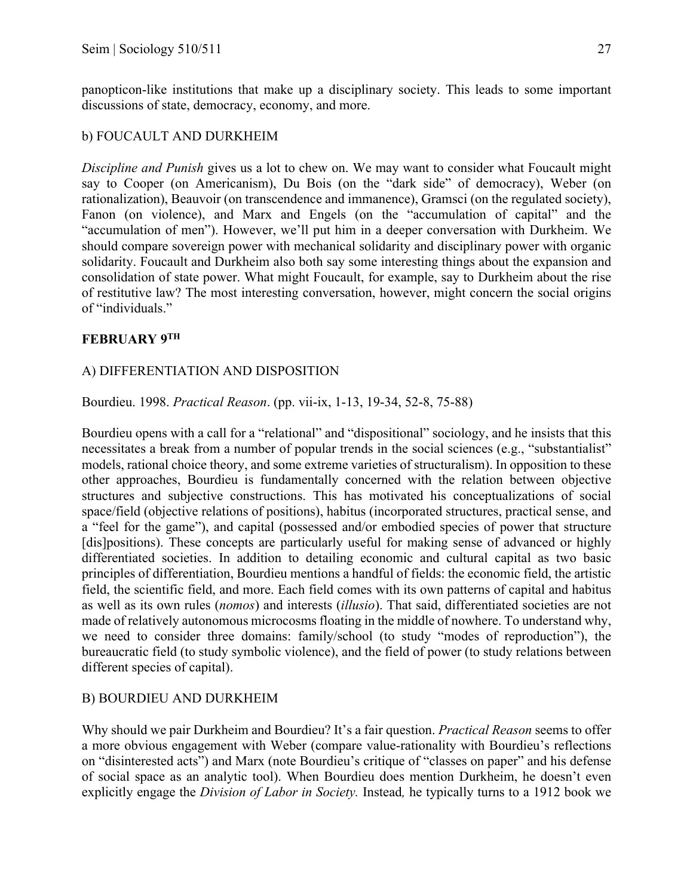panopticon-like institutions that make up a disciplinary society. This leads to some important discussions of state, democracy, economy, and more.

### b) FOUCAULT AND DURKHEIM

*Discipline and Punish* gives us a lot to chew on. We may want to consider what Foucault might say to Cooper (on Americanism), Du Bois (on the "dark side" of democracy), Weber (on rationalization), Beauvoir (on transcendence and immanence), Gramsci (on the regulated society), Fanon (on violence), and Marx and Engels (on the "accumulation of capital" and the "accumulation of men"). However, we'll put him in a deeper conversation with Durkheim. We should compare sovereign power with mechanical solidarity and disciplinary power with organic solidarity. Foucault and Durkheim also both say some interesting things about the expansion and consolidation of state power. What might Foucault, for example, say to Durkheim about the rise of restitutive law? The most interesting conversation, however, might concern the social origins of "individuals."

## FEBRUARY 9TH

### A) DIFFERENTIATION AND DISPOSITION

Bourdieu. 1998. *Practical Reason*. (pp. vii-ix, 1-13, 19-34, 52-8, 75-88)

Bourdieu opens with a call for a "relational" and "dispositional" sociology, and he insists that this necessitates a break from a number of popular trends in the social sciences (e.g., "substantialist" models, rational choice theory, and some extreme varieties of structuralism). In opposition to these other approaches, Bourdieu is fundamentally concerned with the relation between objective structures and subjective constructions. This has motivated his conceptualizations of social space/field (objective relations of positions), habitus (incorporated structures, practical sense, and a "feel for the game"), and capital (possessed and/or embodied species of power that structure [dis]positions). These concepts are particularly useful for making sense of advanced or highly differentiated societies. In addition to detailing economic and cultural capital as two basic principles of differentiation, Bourdieu mentions a handful of fields: the economic field, the artistic field, the scientific field, and more. Each field comes with its own patterns of capital and habitus as well as its own rules (*nomos*) and interests (*illusio*). That said, differentiated societies are not made of relatively autonomous microcosms floating in the middle of nowhere. To understand why, we need to consider three domains: family/school (to study "modes of reproduction"), the bureaucratic field (to study symbolic violence), and the field of power (to study relations between different species of capital).

### B) BOURDIEU AND DURKHEIM

Why should we pair Durkheim and Bourdieu? It's a fair question. *Practical Reason* seems to offer a more obvious engagement with Weber (compare value-rationality with Bourdieu's reflections on "disinterested acts") and Marx (note Bourdieu's critique of "classes on paper" and his defense of social space as an analytic tool). When Bourdieu does mention Durkheim, he doesn't even explicitly engage the *Division of Labor in Society.* Instead*,* he typically turns to a 1912 book we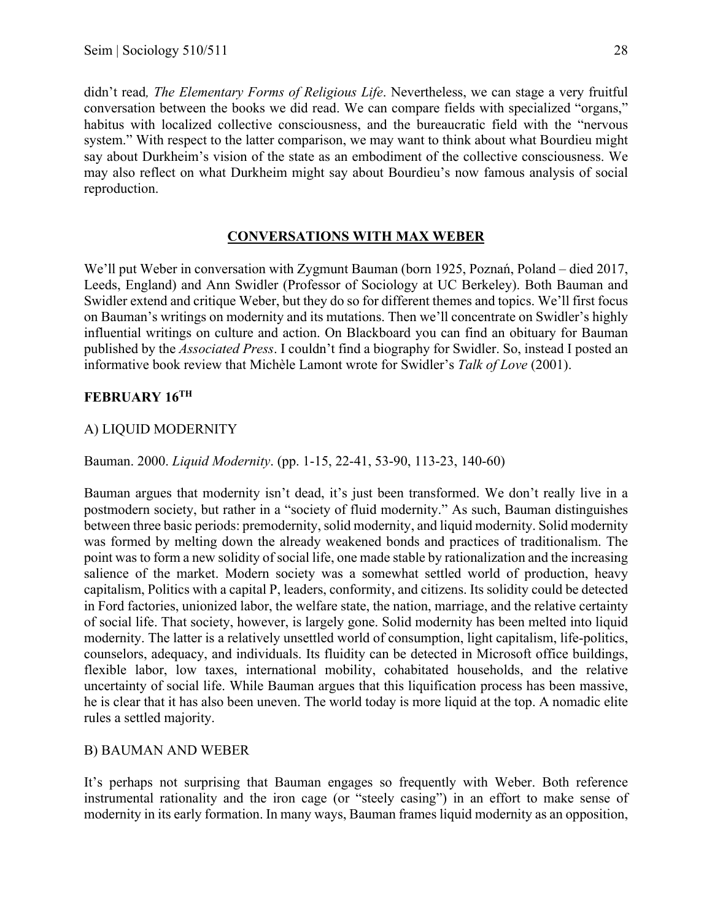didn't read*, The Elementary Forms of Religious Life*. Nevertheless, we can stage a very fruitful conversation between the books we did read. We can compare fields with specialized "organs," habitus with localized collective consciousness, and the bureaucratic field with the "nervous system." With respect to the latter comparison, we may want to think about what Bourdieu might say about Durkheim's vision of the state as an embodiment of the collective consciousness. We may also reflect on what Durkheim might say about Bourdieu's now famous analysis of social reproduction.

## CONVERSATIONS WITH MAX WEBER

We'll put Weber in conversation with Zygmunt Bauman (born 1925, Poznań, Poland – died 2017, Leeds, England) and Ann Swidler (Professor of Sociology at UC Berkeley). Both Bauman and Swidler extend and critique Weber, but they do so for different themes and topics. We'll first focus on Bauman's writings on modernity and its mutations. Then we'll concentrate on Swidler's highly influential writings on culture and action. On Blackboard you can find an obituary for Bauman published by the *Associated Press*. I couldn't find a biography for Swidler. So, instead I posted an informative book review that Michèle Lamont wrote for Swidler's *Talk of Love* (2001).

### FEBRUARY 16TH

A) LIQUID MODERNITY

Bauman. 2000. *Liquid Modernity*. (pp. 1-15, 22-41, 53-90, 113-23, 140-60)

Bauman argues that modernity isn't dead, it's just been transformed. We don't really live in a postmodern society, but rather in a "society of fluid modernity." As such, Bauman distinguishes between three basic periods: premodernity, solid modernity, and liquid modernity. Solid modernity was formed by melting down the already weakened bonds and practices of traditionalism. The point was to form a new solidity of social life, one made stable by rationalization and the increasing salience of the market. Modern society was a somewhat settled world of production, heavy capitalism, Politics with a capital P, leaders, conformity, and citizens. Its solidity could be detected in Ford factories, unionized labor, the welfare state, the nation, marriage, and the relative certainty of social life. That society, however, is largely gone. Solid modernity has been melted into liquid modernity. The latter is a relatively unsettled world of consumption, light capitalism, life-politics, counselors, adequacy, and individuals. Its fluidity can be detected in Microsoft office buildings, flexible labor, low taxes, international mobility, cohabitated households, and the relative uncertainty of social life. While Bauman argues that this liquification process has been massive, he is clear that it has also been uneven. The world today is more liquid at the top. A nomadic elite rules a settled majority.

B) BAUMAN AND WEBER

It's perhaps not surprising that Bauman engages so frequently with Weber. Both reference instrumental rationality and the iron cage (or "steely casing") in an effort to make sense of modernity in its early formation. In many ways, Bauman frames liquid modernity as an opposition,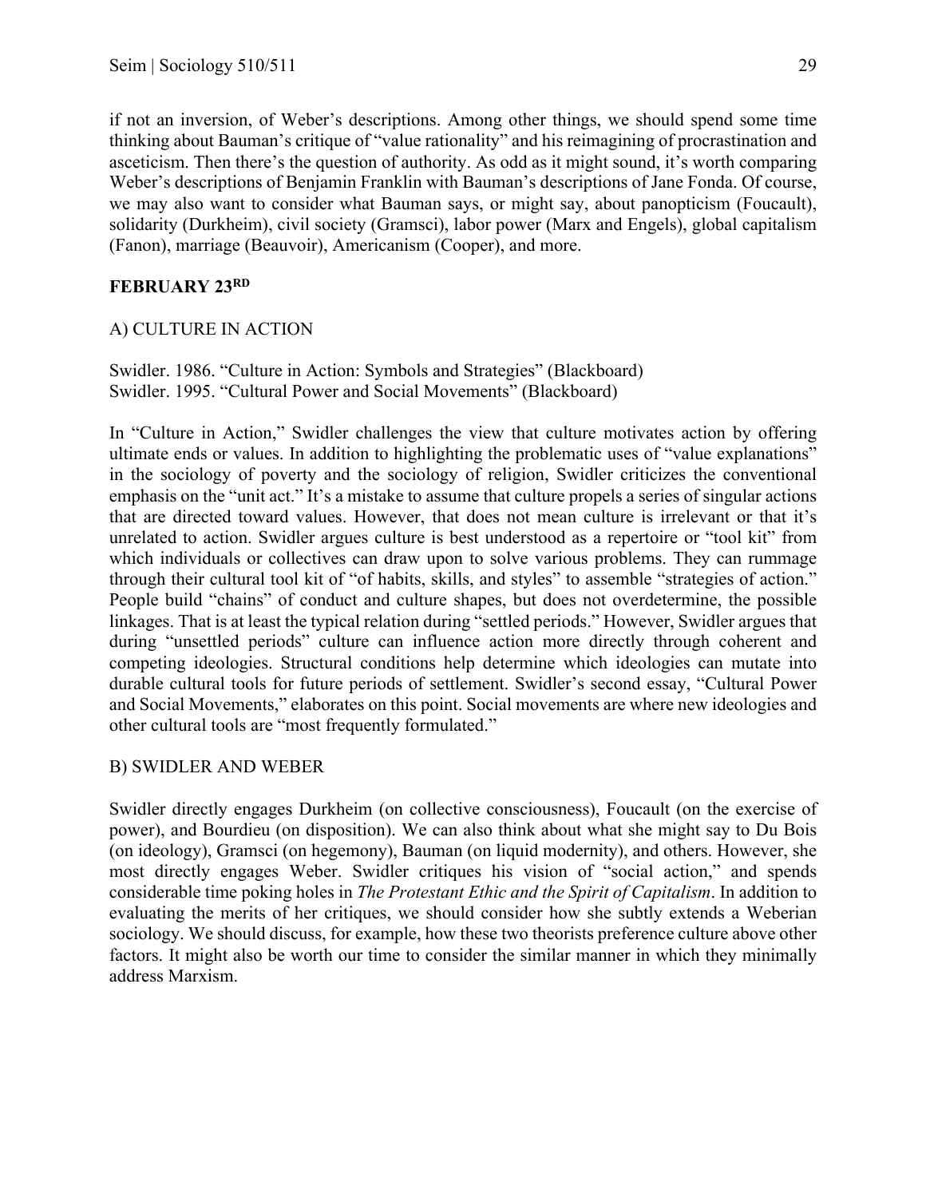if not an inversion, of Weber's descriptions. Among other things, we should spend some time thinking about Bauman's critique of "value rationality" and his reimagining of procrastination and asceticism. Then there's the question of authority. As odd as it might sound, it's worth comparing Weber's descriptions of Benjamin Franklin with Bauman's descriptions of Jane Fonda. Of course, we may also want to consider what Bauman says, or might say, about panopticism (Foucault), solidarity (Durkheim), civil society (Gramsci), labor power (Marx and Engels), global capitalism (Fanon), marriage (Beauvoir), Americanism (Cooper), and more.

## FEBRUARY 23RD

### A) CULTURE IN ACTION

Swidler. 1986. "Culture in Action: Symbols and Strategies" (Blackboard)
Swidler. 1995. "Cultural Power and Social Movements" (Blackboard)

In "Culture in Action," Swidler challenges the view that culture motivates action by offering ultimate ends or values. In addition to highlighting the problematic uses of "value explanations" in the sociology of poverty and the sociology of religion, Swidler criticizes the conventional emphasis on the "unit act." It's a mistake to assume that culture propels a series of singular actions that are directed toward values. However, that does not mean culture is irrelevant or that it's unrelated to action. Swidler argues culture is best understood as a repertoire or "tool kit" from which individuals or collectives can draw upon to solve various problems. They can rummage through their cultural tool kit of "of habits, skills, and styles" to assemble "strategies of action." People build "chains" of conduct and culture shapes, but does not overdetermine, the possible linkages. That is at least the typical relation during "settled periods." However, Swidler argues that during "unsettled periods" culture can influence action more directly through coherent and competing ideologies. Structural conditions help determine which ideologies can mutate into durable cultural tools for future periods of settlement. Swidler's second essay, "Cultural Power and Social Movements," elaborates on this point. Social movements are where new ideologies and other cultural tools are "most frequently formulated."

### B) SWIDLER AND WEBER

Swidler directly engages Durkheim (on collective consciousness), Foucault (on the exercise of power), and Bourdieu (on disposition). We can also think about what she might say to Du Bois (on ideology), Gramsci (on hegemony), Bauman (on liquid modernity), and others. However, she most directly engages Weber. Swidler critiques his vision of "social action," and spends considerable time poking holes in *The Protestant Ethic and the Spirit of Capitalism*. In addition to evaluating the merits of her critiques, we should consider how she subtly extends a Weberian sociology. We should discuss, for example, how these two theorists preference culture above other factors. It might also be worth our time to consider the similar manner in which they minimally address Marxism.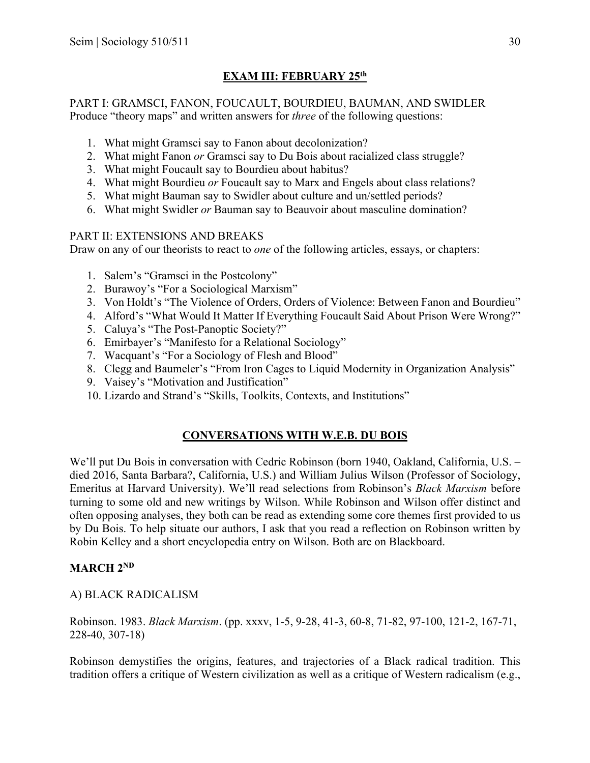## EXAM III: FEBRUARY 25th

PART I: GRAMSCI, FANON, FOUCAULT, BOURDIEU, BAUMAN, AND SWIDLER
Produce "theory maps" and written answers for *three* of the following questions:

1. What might Gramsci say to Fanon about decolonization?
2. What might Fanon *or* Gramsci say to Du Bois about racialized class struggle?
3. What might Foucault say to Bourdieu about habitus?
4. What might Bourdieu *or* Foucault say to Marx and Engels about class relations?
5. What might Bauman say to Swidler about culture and un/settled periods?
6. What might Swidler *or* Bauman say to Beauvoir about masculine domination?

PART II: EXTENSIONS AND BREAKS
Draw on any of our theorists to react to *one* of the following articles, essays, or chapters:

1. Salem's "Gramsci in the Postcolony"
2. Burawoy's "For a Sociological Marxism"
3. Von Holdt's "The Violence of Orders, Orders of Violence: Between Fanon and Bourdieu"
4. Alford's "What Would It Matter If Everything Foucault Said About Prison Were Wrong?"
5. Caluya's "The Post-Panoptic Society?"
6. Emirbayer's "Manifesto for a Relational Sociology"
7. Wacquant's "For a Sociology of Flesh and Blood"
8. Clegg and Baumeler's "From Iron Cages to Liquid Modernity in Organization Analysis"
9. Vaisey's "Motivation and Justification"
10. Lizardo and Strand's "Skills, Toolkits, Contexts, and Institutions"

## CONVERSATIONS WITH W.E.B. DU BOIS

We'll put Du Bois in conversation with Cedric Robinson (born 1940, Oakland, California, U.S. – died 2016, Santa Barbara?, California, U.S.) and William Julius Wilson (Professor of Sociology, Emeritus at Harvard University). We'll read selections from Robinson's *Black Marxism* before turning to some old and new writings by Wilson. While Robinson and Wilson offer distinct and often opposing analyses, they both can be read as extending some core themes first provided to us by Du Bois. To help situate our authors, I ask that you read a reflection on Robinson written by Robin Kelley and a short encyclopedia entry on Wilson. Both are on Blackboard.

### MARCH 2ND

A) BLACK RADICALISM

Robinson. 1983. *Black Marxism*. (pp. xxxv, 1-5, 9-28, 41-3, 60-8, 71-82, 97-100, 121-2, 167-71, 228-40, 307-18)

Robinson demystifies the origins, features, and trajectories of a Black radical tradition. This tradition offers a critique of Western civilization as well as a critique of Western radicalism (e.g.,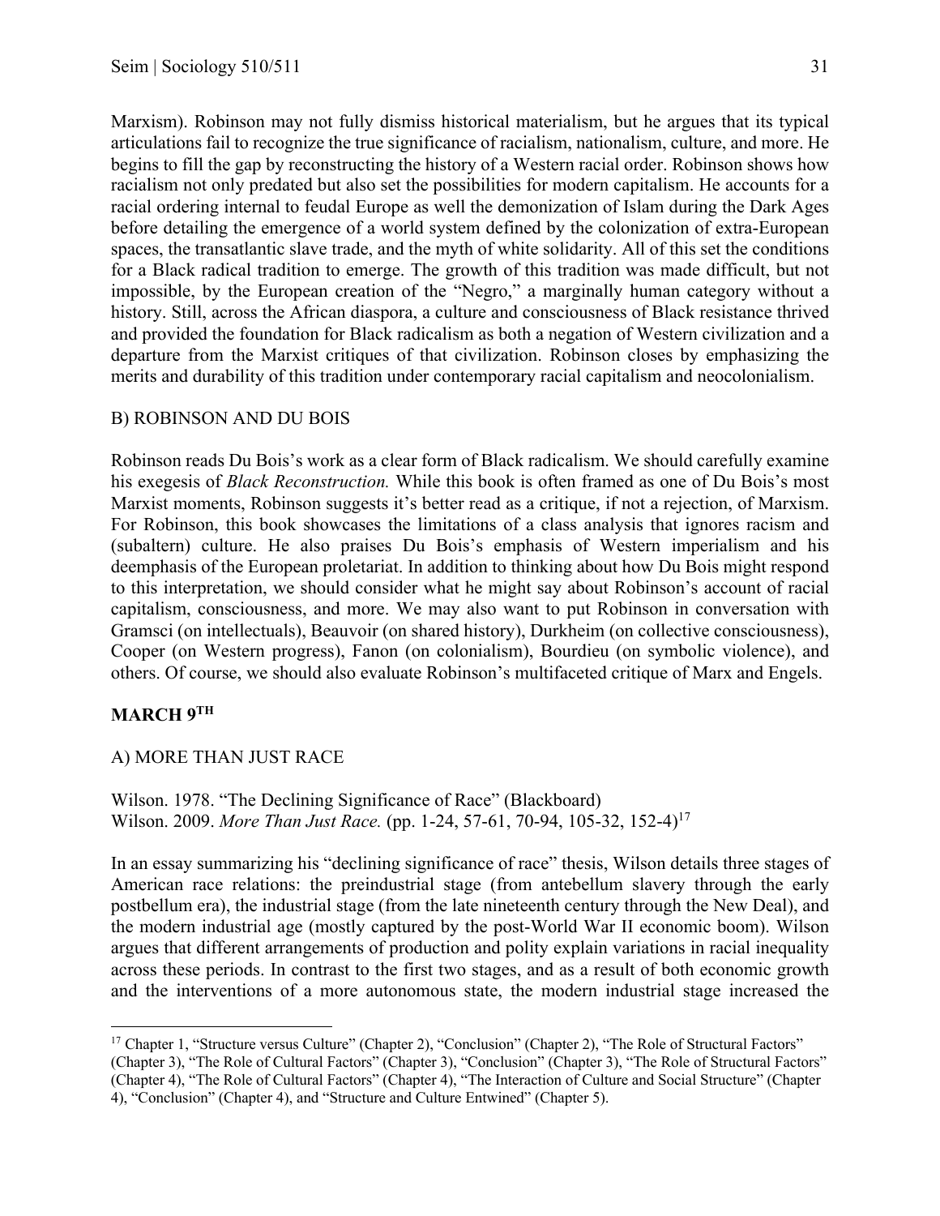Marxism). Robinson may not fully dismiss historical materialism, but he argues that its typical articulations fail to recognize the true significance of racialism, nationalism, culture, and more. He begins to fill the gap by reconstructing the history of a Western racial order. Robinson shows how racialism not only predated but also set the possibilities for modern capitalism. He accounts for a racial ordering internal to feudal Europe as well the demonization of Islam during the Dark Ages before detailing the emergence of a world system defined by the colonization of extra-European spaces, the transatlantic slave trade, and the myth of white solidarity. All of this set the conditions for a Black radical tradition to emerge. The growth of this tradition was made difficult, but not impossible, by the European creation of the "Negro," a marginally human category without a history. Still, across the African diaspora, a culture and consciousness of Black resistance thrived and provided the foundation for Black radicalism as both a negation of Western civilization and a departure from the Marxist critiques of that civilization. Robinson closes by emphasizing the merits and durability of this tradition under contemporary racial capitalism and neocolonialism.

B) ROBINSON AND DU BOIS

Robinson reads Du Bois's work as a clear form of Black radicalism. We should carefully examine his exegesis of *Black Reconstruction.* While this book is often framed as one of Du Bois's most Marxist moments, Robinson suggests it's better read as a critique, if not a rejection, of Marxism. For Robinson, this book showcases the limitations of a class analysis that ignores racism and (subaltern) culture. He also praises Du Bois's emphasis of Western imperialism and his deemphasis of the European proletariat. In addition to thinking about how Du Bois might respond to this interpretation, we should consider what he might say about Robinson's account of racial capitalism, consciousness, and more. We may also want to put Robinson in conversation with Gramsci (on intellectuals), Beauvoir (on shared history), Durkheim (on collective consciousness), Cooper (on Western progress), Fanon (on colonialism), Bourdieu (on symbolic violence), and others. Of course, we should also evaluate Robinson's multifaceted critique of Marx and Engels.

## MARCH 9TH

A) MORE THAN JUST RACE

Wilson. 1978. "The Declining Significance of Race" (Blackboard)
Wilson. 2009. *More Than Just Race.* (pp. 1-24, 57-61, 70-94, 105-32, 152-4)[17]

In an essay summarizing his "declining significance of race" thesis, Wilson details three stages of American race relations: the preindustrial stage (from antebellum slavery through the early postbellum era), the industrial stage (from the late nineteenth century through the New Deal), and the modern industrial age (mostly captured by the post-World War II economic boom). Wilson argues that different arrangements of production and polity explain variations in racial inequality across these periods. In contrast to the first two stages, and as a result of both economic growth and the interventions of a more autonomous state, the modern industrial stage increased the

[17] Chapter 1, "Structure versus Culture" (Chapter 2), "Conclusion" (Chapter 2), "The Role of Structural Factors" (Chapter 3), "The Role of Cultural Factors" (Chapter 3), "Conclusion" (Chapter 3), "The Role of Structural Factors" (Chapter 4), "The Role of Cultural Factors" (Chapter 4), "The Interaction of Culture and Social Structure" (Chapter 4), "Conclusion" (Chapter 4), and "Structure and Culture Entwined" (Chapter 5).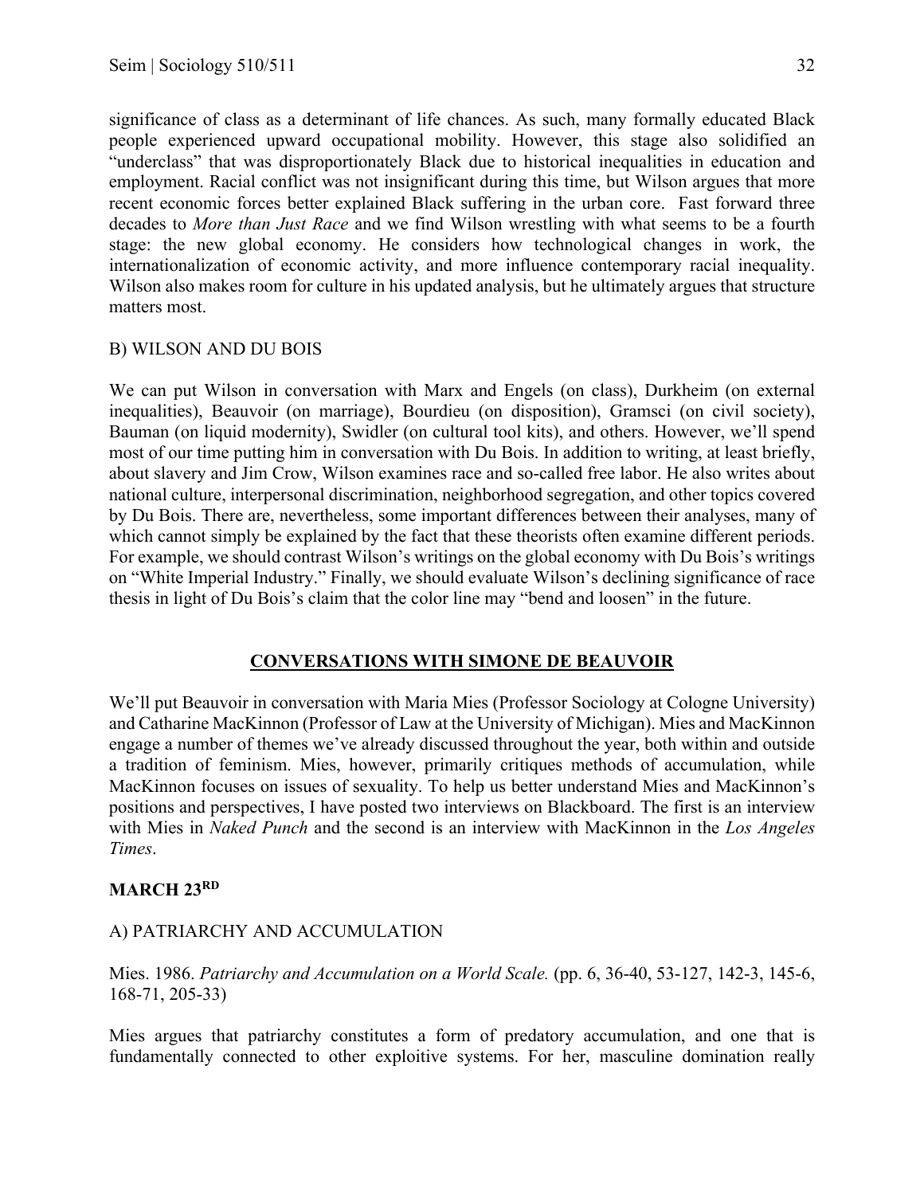significance of class as a determinant of life chances. As such, many formally educated Black people experienced upward occupational mobility. However, this stage also solidified an "underclass" that was disproportionately Black due to historical inequalities in education and employment. Racial conflict was not insignificant during this time, but Wilson argues that more recent economic forces better explained Black suffering in the urban core. Fast forward three decades to *More than Just Race* and we find Wilson wrestling with what seems to be a fourth stage: the new global economy. He considers how technological changes in work, the internationalization of economic activity, and more influence contemporary racial inequality. Wilson also makes room for culture in his updated analysis, but he ultimately argues that structure matters most.

B) WILSON AND DU BOIS

We can put Wilson in conversation with Marx and Engels (on class), Durkheim (on external inequalities), Beauvoir (on marriage), Bourdieu (on disposition), Gramsci (on civil society), Bauman (on liquid modernity), Swidler (on cultural tool kits), and others. However, we'll spend most of our time putting him in conversation with Du Bois. In addition to writing, at least briefly, about slavery and Jim Crow, Wilson examines race and so-called free labor. He also writes about national culture, interpersonal discrimination, neighborhood segregation, and other topics covered by Du Bois. There are, nevertheless, some important differences between their analyses, many of which cannot simply be explained by the fact that these theorists often examine different periods. For example, we should contrast Wilson's writings on the global economy with Du Bois's writings on "White Imperial Industry." Finally, we should evaluate Wilson's declining significance of race thesis in light of Du Bois's claim that the color line may "bend and loosen" in the future.

## CONVERSATIONS WITH SIMONE DE BEAUVOIR

We'll put Beauvoir in conversation with Maria Mies (Professor Sociology at Cologne University) and Catharine MacKinnon (Professor of Law at the University of Michigan). Mies and MacKinnon engage a number of themes we've already discussed throughout the year, both within and outside a tradition of feminism. Mies, however, primarily critiques methods of accumulation, while MacKinnon focuses on issues of sexuality. To help us better understand Mies and MacKinnon's positions and perspectives, I have posted two interviews on Blackboard. The first is an interview with Mies in *Naked Punch* and the second is an interview with MacKinnon in the *Los Angeles Times*.

### MARCH 23RD

A) PATRIARCHY AND ACCUMULATION

Mies. 1986. *Patriarchy and Accumulation on a World Scale.* (pp. 6, 36-40, 53-127, 142-3, 145-6, 168-71, 205-33)

Mies argues that patriarchy constitutes a form of predatory accumulation, and one that is fundamentally connected to other exploitive systems. For her, masculine domination really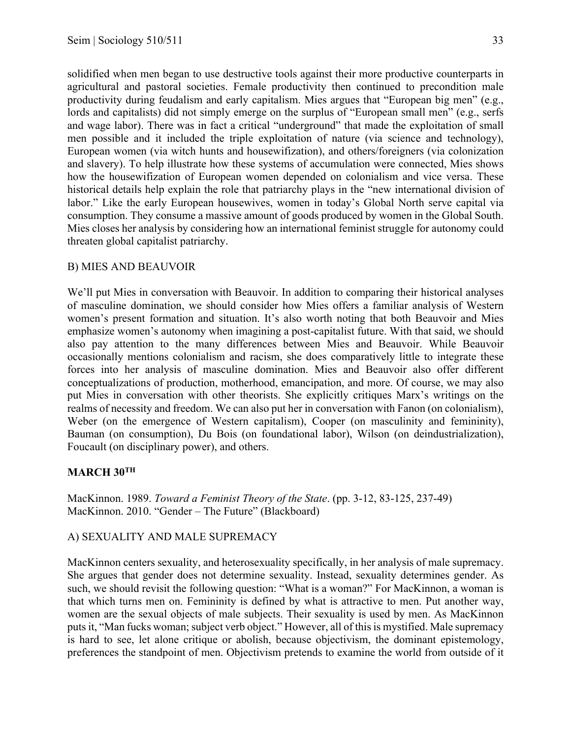solidified when men began to use destructive tools against their more productive counterparts in agricultural and pastoral societies. Female productivity then continued to precondition male productivity during feudalism and early capitalism. Mies argues that "European big men" (e.g., lords and capitalists) did not simply emerge on the surplus of "European small men" (e.g., serfs and wage labor). There was in fact a critical "underground" that made the exploitation of small men possible and it included the triple exploitation of nature (via science and technology), European women (via witch hunts and housewifization), and others/foreigners (via colonization and slavery). To help illustrate how these systems of accumulation were connected, Mies shows how the housewifization of European women depended on colonialism and vice versa. These historical details help explain the role that patriarchy plays in the "new international division of labor." Like the early European housewives, women in today's Global North serve capital via consumption. They consume a massive amount of goods produced by women in the Global South. Mies closes her analysis by considering how an international feminist struggle for autonomy could threaten global capitalist patriarchy.

B) MIES AND BEAUVOIR

We'll put Mies in conversation with Beauvoir. In addition to comparing their historical analyses of masculine domination, we should consider how Mies offers a familiar analysis of Western women's present formation and situation. It's also worth noting that both Beauvoir and Mies emphasize women's autonomy when imagining a post-capitalist future. With that said, we should also pay attention to the many differences between Mies and Beauvoir. While Beauvoir occasionally mentions colonialism and racism, she does comparatively little to integrate these forces into her analysis of masculine domination. Mies and Beauvoir also offer different conceptualizations of production, motherhood, emancipation, and more. Of course, we may also put Mies in conversation with other theorists. She explicitly critiques Marx's writings on the realms of necessity and freedom. We can also put her in conversation with Fanon (on colonialism), Weber (on the emergence of Western capitalism), Cooper (on masculinity and femininity), Bauman (on consumption), Du Bois (on foundational labor), Wilson (on deindustrialization), Foucault (on disciplinary power), and others.

**MARCH 30TH**

MacKinnon. 1989. *Toward a Feminist Theory of the State*. (pp. 3-12, 83-125, 237-49)
MacKinnon. 2010. "Gender – The Future" (Blackboard)

A) SEXUALITY AND MALE SUPREMACY

MacKinnon centers sexuality, and heterosexuality specifically, in her analysis of male supremacy. She argues that gender does not determine sexuality. Instead, sexuality determines gender. As such, we should revisit the following question: "What is a woman?" For MacKinnon, a woman is that which turns men on. Femininity is defined by what is attractive to men. Put another way, women are the sexual objects of male subjects. Their sexuality is used by men. As MacKinnon puts it, "Man fucks woman; subject verb object." However, all of this is mystified. Male supremacy is hard to see, let alone critique or abolish, because objectivism, the dominant epistemology, preferences the standpoint of men. Objectivism pretends to examine the world from outside of it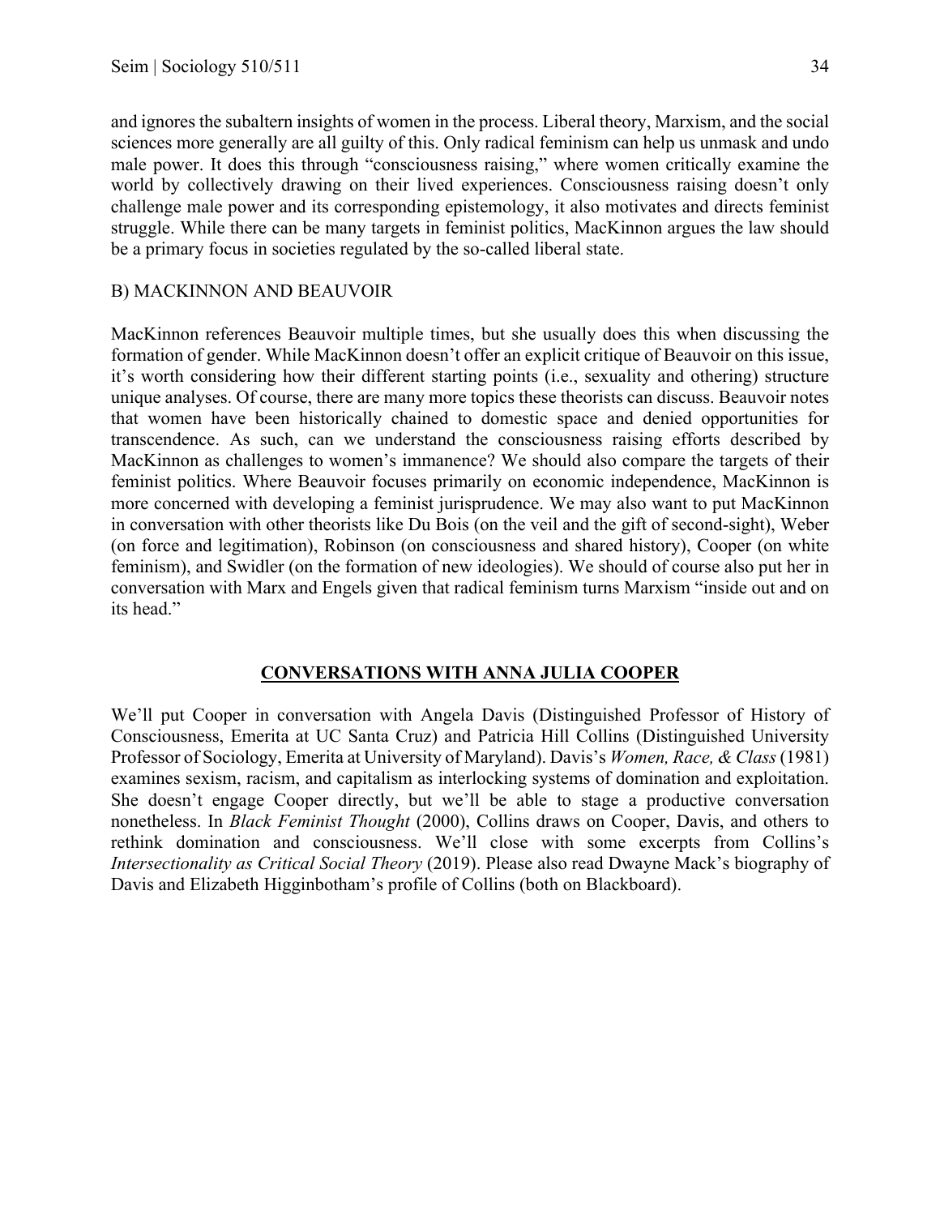and ignores the subaltern insights of women in the process. Liberal theory, Marxism, and the social sciences more generally are all guilty of this. Only radical feminism can help us unmask and undo male power. It does this through "consciousness raising," where women critically examine the world by collectively drawing on their lived experiences. Consciousness raising doesn't only challenge male power and its corresponding epistemology, it also motivates and directs feminist struggle. While there can be many targets in feminist politics, MacKinnon argues the law should be a primary focus in societies regulated by the so-called liberal state.

B) MACKINNON AND BEAUVOIR

MacKinnon references Beauvoir multiple times, but she usually does this when discussing the formation of gender. While MacKinnon doesn't offer an explicit critique of Beauvoir on this issue, it's worth considering how their different starting points (i.e., sexuality and othering) structure unique analyses. Of course, there are many more topics these theorists can discuss. Beauvoir notes that women have been historically chained to domestic space and denied opportunities for transcendence. As such, can we understand the consciousness raising efforts described by MacKinnon as challenges to women's immanence? We should also compare the targets of their feminist politics. Where Beauvoir focuses primarily on economic independence, MacKinnon is more concerned with developing a feminist jurisprudence. We may also want to put MacKinnon in conversation with other theorists like Du Bois (on the veil and the gift of second-sight), Weber (on force and legitimation), Robinson (on consciousness and shared history), Cooper (on white feminism), and Swidler (on the formation of new ideologies). We should of course also put her in conversation with Marx and Engels given that radical feminism turns Marxism "inside out and on its head."

## CONVERSATIONS WITH ANNA JULIA COOPER

We'll put Cooper in conversation with Angela Davis (Distinguished Professor of History of Consciousness, Emerita at UC Santa Cruz) and Patricia Hill Collins (Distinguished University Professor of Sociology, Emerita at University of Maryland). Davis's *Women, Race, & Class* (1981) examines sexism, racism, and capitalism as interlocking systems of domination and exploitation. She doesn't engage Cooper directly, but we'll be able to stage a productive conversation nonetheless. In *Black Feminist Thought* (2000), Collins draws on Cooper, Davis, and others to rethink domination and consciousness. We'll close with some excerpts from Collins's *Intersectionality as Critical Social Theory* (2019). Please also read Dwayne Mack's biography of Davis and Elizabeth Higginbotham's profile of Collins (both on Blackboard).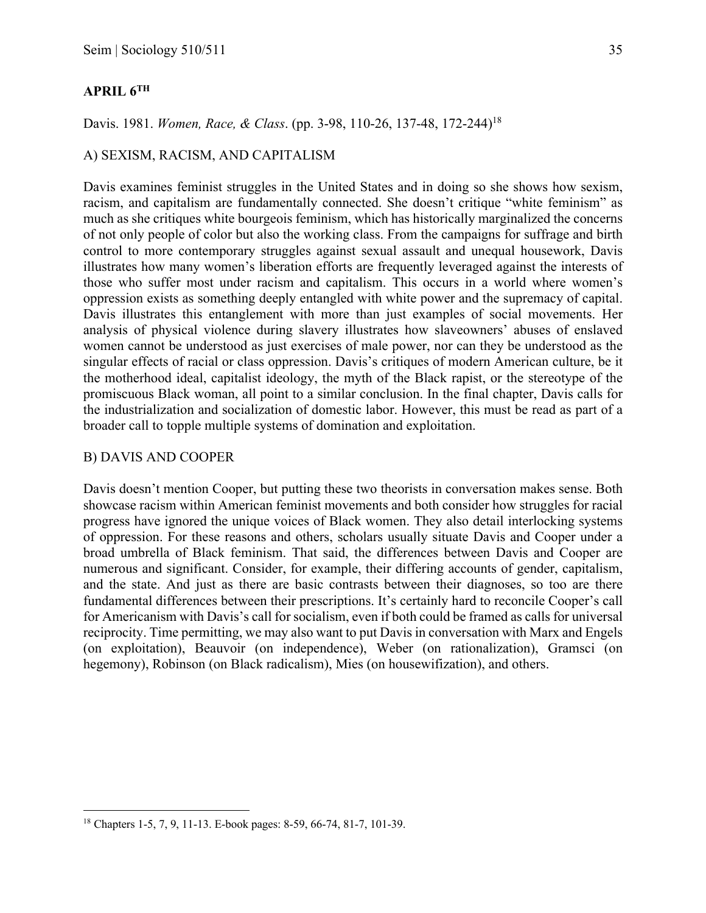## APRIL 6TH

Davis. 1981. *Women, Race, & Class*. (pp. 3-98, 110-26, 137-48, 172-244)[18]

### A) SEXISM, RACISM, AND CAPITALISM

Davis examines feminist struggles in the United States and in doing so she shows how sexism, racism, and capitalism are fundamentally connected. She doesn't critique "white feminism" as much as she critiques white bourgeois feminism, which has historically marginalized the concerns of not only people of color but also the working class. From the campaigns for suffrage and birth control to more contemporary struggles against sexual assault and unequal housework, Davis illustrates how many women's liberation efforts are frequently leveraged against the interests of those who suffer most under racism and capitalism. This occurs in a world where women's oppression exists as something deeply entangled with white power and the supremacy of capital. Davis illustrates this entanglement with more than just examples of social movements. Her analysis of physical violence during slavery illustrates how slaveowners' abuses of enslaved women cannot be understood as just exercises of male power, nor can they be understood as the singular effects of racial or class oppression. Davis's critiques of modern American culture, be it the motherhood ideal, capitalist ideology, the myth of the Black rapist, or the stereotype of the promiscuous Black woman, all point to a similar conclusion. In the final chapter, Davis calls for the industrialization and socialization of domestic labor. However, this must be read as part of a broader call to topple multiple systems of domination and exploitation.

### B) DAVIS AND COOPER

Davis doesn't mention Cooper, but putting these two theorists in conversation makes sense. Both showcase racism within American feminist movements and both consider how struggles for racial progress have ignored the unique voices of Black women. They also detail interlocking systems of oppression. For these reasons and others, scholars usually situate Davis and Cooper under a broad umbrella of Black feminism. That said, the differences between Davis and Cooper are numerous and significant. Consider, for example, their differing accounts of gender, capitalism, and the state. And just as there are basic contrasts between their diagnoses, so too are there fundamental differences between their prescriptions. It's certainly hard to reconcile Cooper's call for Americanism with Davis's call for socialism, even if both could be framed as calls for universal reciprocity. Time permitting, we may also want to put Davis in conversation with Marx and Engels (on exploitation), Beauvoir (on independence), Weber (on rationalization), Gramsci (on hegemony), Robinson (on Black radicalism), Mies (on housewifization), and others.

---

[18] Chapters 1-5, 7, 9, 11-13. E-book pages: 8-59, 66-74, 81-7, 101-39.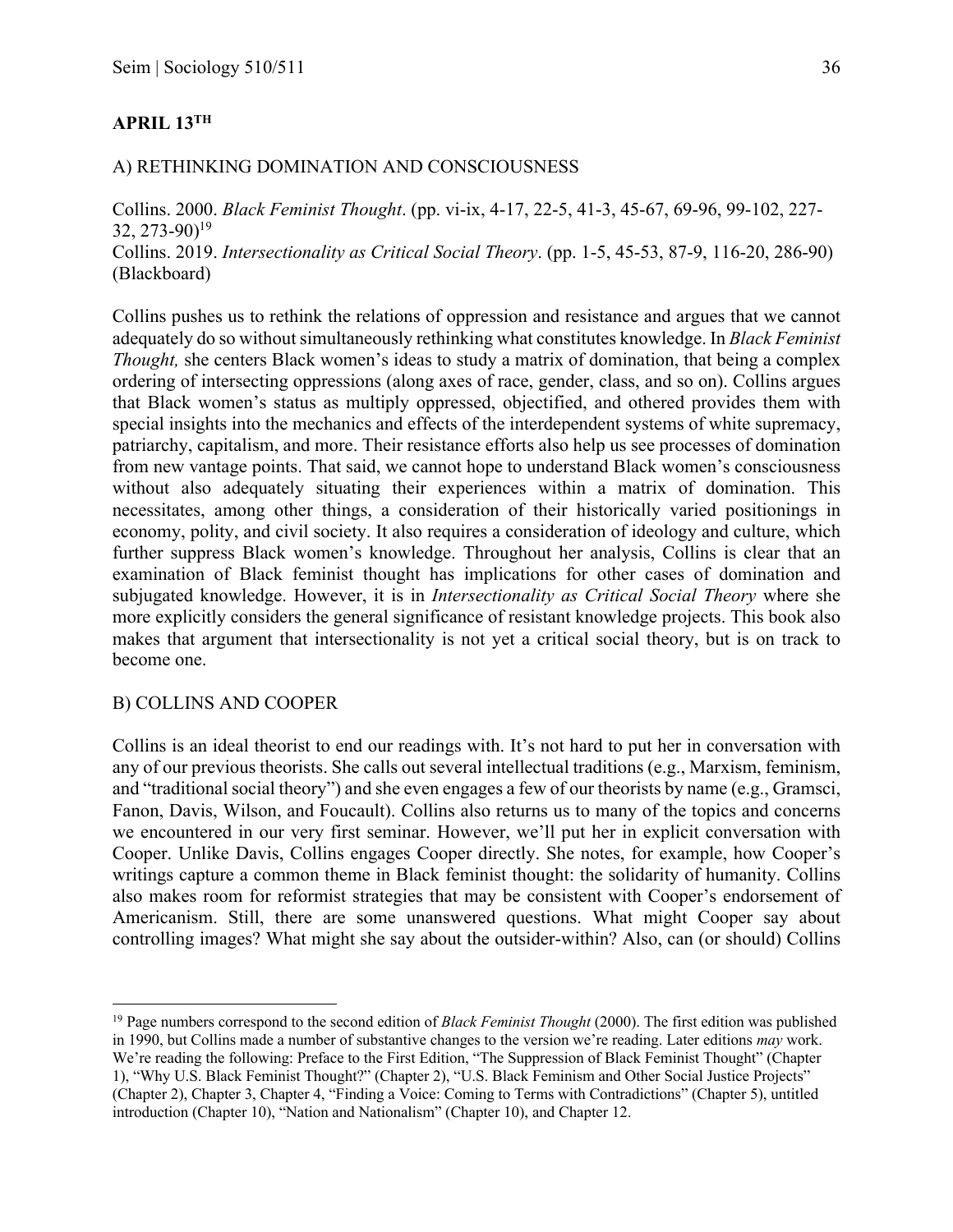## APRIL 13TH

### A) RETHINKING DOMINATION AND CONSCIOUSNESS

Collins. 2000. *Black Feminist Thought*. (pp. vi-ix, 4-17, 22-5, 41-3, 45-67, 69-96, 99-102, 227-32, 273-90)[19]
Collins. 2019. *Intersectionality as Critical Social Theory*. (pp. 1-5, 45-53, 87-9, 116-20, 286-90) (Blackboard)

Collins pushes us to rethink the relations of oppression and resistance and argues that we cannot adequately do so without simultaneously rethinking what constitutes knowledge. In *Black Feminist Thought,* she centers Black women's ideas to study a matrix of domination, that being a complex ordering of intersecting oppressions (along axes of race, gender, class, and so on). Collins argues that Black women's status as multiply oppressed, objectified, and othered provides them with special insights into the mechanics and effects of the interdependent systems of white supremacy, patriarchy, capitalism, and more. Their resistance efforts also help us see processes of domination from new vantage points. That said, we cannot hope to understand Black women's consciousness without also adequately situating their experiences within a matrix of domination. This necessitates, among other things, a consideration of their historically varied positionings in economy, polity, and civil society. It also requires a consideration of ideology and culture, which further suppress Black women's knowledge. Throughout her analysis, Collins is clear that an examination of Black feminist thought has implications for other cases of domination and subjugated knowledge. However, it is in *Intersectionality as Critical Social Theory* where she more explicitly considers the general significance of resistant knowledge projects. This book also makes that argument that intersectionality is not yet a critical social theory, but is on track to become one.

### B) COLLINS AND COOPER

Collins is an ideal theorist to end our readings with. It's not hard to put her in conversation with any of our previous theorists. She calls out several intellectual traditions (e.g., Marxism, feminism, and "traditional social theory") and she even engages a few of our theorists by name (e.g., Gramsci, Fanon, Davis, Wilson, and Foucault). Collins also returns us to many of the topics and concerns we encountered in our very first seminar. However, we'll put her in explicit conversation with Cooper. Unlike Davis, Collins engages Cooper directly. She notes, for example, how Cooper's writings capture a common theme in Black feminist thought: the solidarity of humanity. Collins also makes room for reformist strategies that may be consistent with Cooper's endorsement of Americanism. Still, there are some unanswered questions. What might Cooper say about controlling images? What might she say about the outsider-within? Also, can (or should) Collins

---

[19] Page numbers correspond to the second edition of *Black Feminist Thought* (2000). The first edition was published in 1990, but Collins made a number of substantive changes to the version we're reading. Later editions *may* work. We're reading the following: Preface to the First Edition, "The Suppression of Black Feminist Thought" (Chapter 1), "Why U.S. Black Feminist Thought?" (Chapter 2), "U.S. Black Feminism and Other Social Justice Projects" (Chapter 2), Chapter 3, Chapter 4, "Finding a Voice: Coming to Terms with Contradictions" (Chapter 5), untitled introduction (Chapter 10), "Nation and Nationalism" (Chapter 10), and Chapter 12.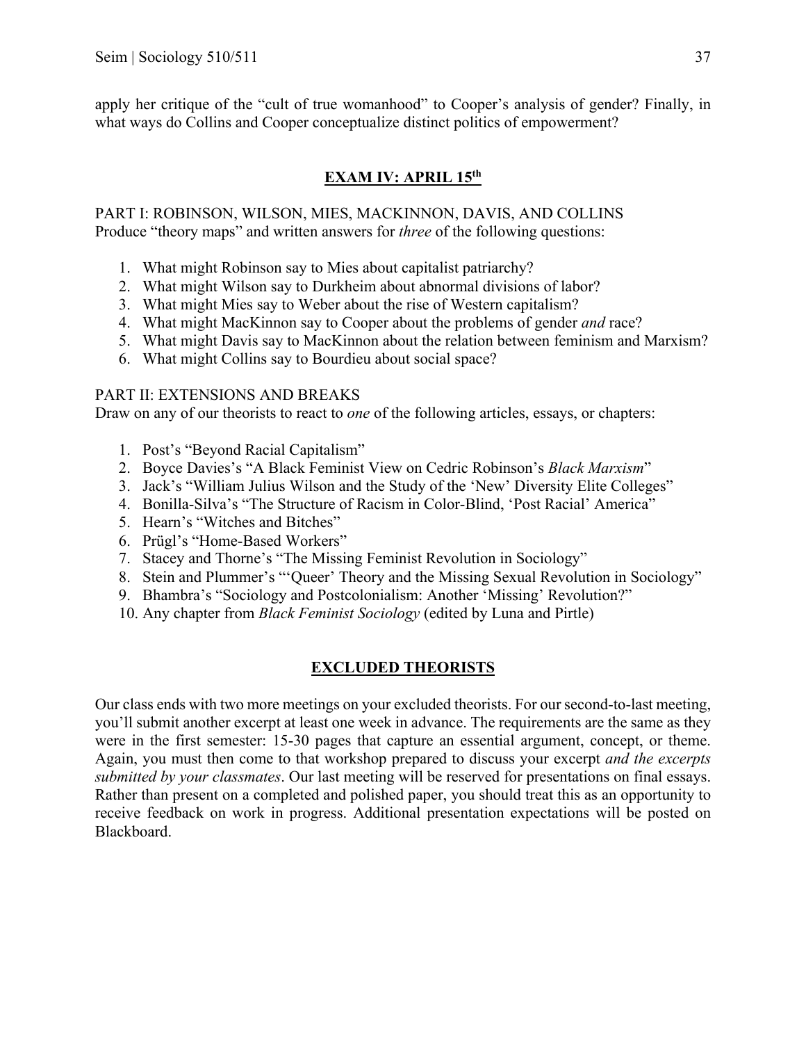apply her critique of the "cult of true womanhood" to Cooper's analysis of gender? Finally, in what ways do Collins and Cooper conceptualize distinct politics of empowerment?

## EXAM IV: APRIL 15th

PART I: ROBINSON, WILSON, MIES, MACKINNON, DAVIS, AND COLLINS
Produce "theory maps" and written answers for *three* of the following questions:

1. What might Robinson say to Mies about capitalist patriarchy?
2. What might Wilson say to Durkheim about abnormal divisions of labor?
3. What might Mies say to Weber about the rise of Western capitalism?
4. What might MacKinnon say to Cooper about the problems of gender *and* race?
5. What might Davis say to MacKinnon about the relation between feminism and Marxism?
6. What might Collins say to Bourdieu about social space?

PART II: EXTENSIONS AND BREAKS
Draw on any of our theorists to react to *one* of the following articles, essays, or chapters:

1. Post's "Beyond Racial Capitalism"
2. Boyce Davies's "A Black Feminist View on Cedric Robinson's *Black Marxism*"
3. Jack's "William Julius Wilson and the Study of the 'New' Diversity Elite Colleges"
4. Bonilla-Silva's "The Structure of Racism in Color-Blind, 'Post Racial' America"
5. Hearn's "Witches and Bitches"
6. Prügl's "Home-Based Workers"
7. Stacey and Thorne's "The Missing Feminist Revolution in Sociology"
8. Stein and Plummer's "'Queer' Theory and the Missing Sexual Revolution in Sociology"
9. Bhambra's "Sociology and Postcolonialism: Another 'Missing' Revolution?"
10. Any chapter from *Black Feminist Sociology* (edited by Luna and Pirtle)

## EXCLUDED THEORISTS

Our class ends with two more meetings on your excluded theorists. For our second-to-last meeting, you'll submit another excerpt at least one week in advance. The requirements are the same as they were in the first semester: 15-30 pages that capture an essential argument, concept, or theme. Again, you must then come to that workshop prepared to discuss your excerpt *and the excerpts submitted by your classmates*. Our last meeting will be reserved for presentations on final essays. Rather than present on a completed and polished paper, you should treat this as an opportunity to receive feedback on work in progress. Additional presentation expectations will be posted on Blackboard.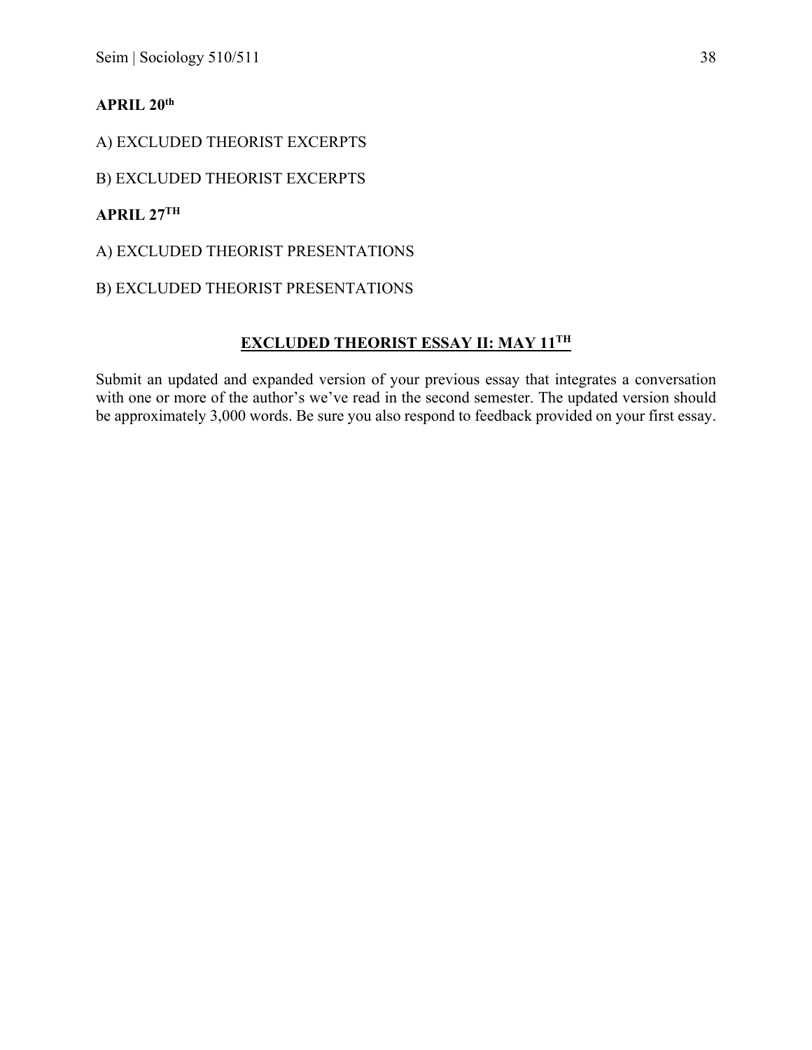**APRIL 20th**

A) EXCLUDED THEORIST EXCERPTS

B) EXCLUDED THEORIST EXCERPTS

**APRIL 27TH**

A) EXCLUDED THEORIST PRESENTATIONS

B) EXCLUDED THEORIST PRESENTATIONS

## EXCLUDED THEORIST ESSAY II: MAY 11TH

Submit an updated and expanded version of your previous essay that integrates a conversation with one or more of the author's we've read in the second semester. The updated version should be approximately 3,000 words. Be sure you also respond to feedback provided on your first essay.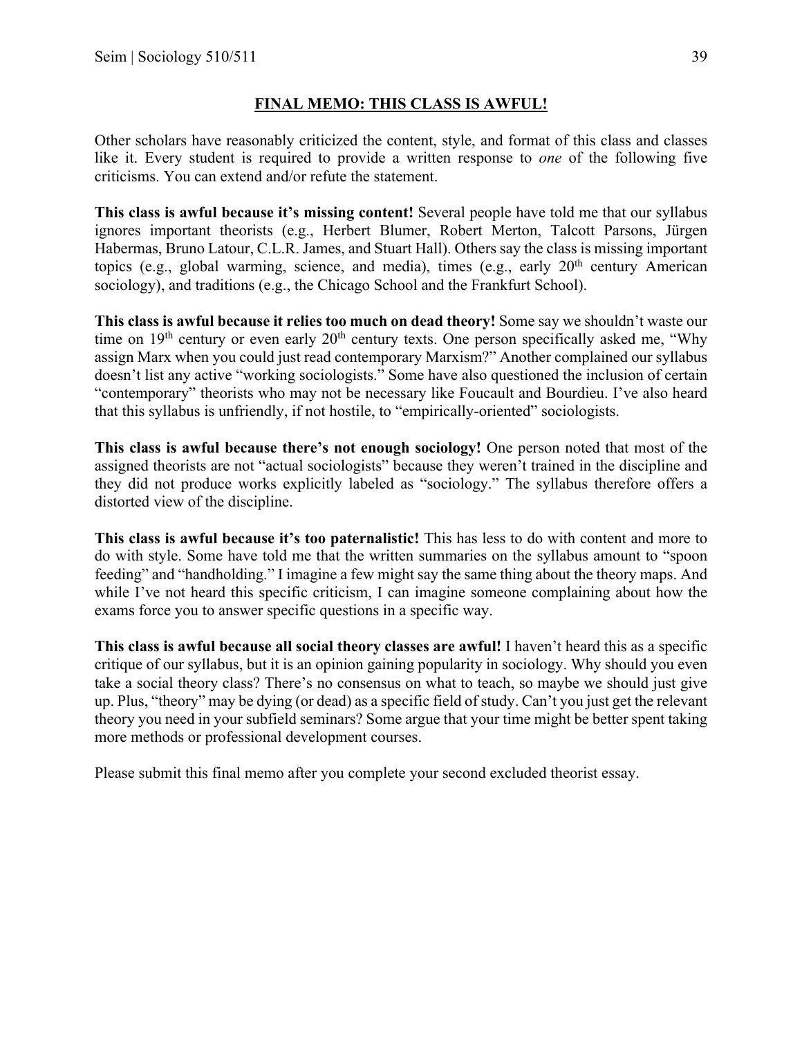## FINAL MEMO: THIS CLASS IS AWFUL!

Other scholars have reasonably criticized the content, style, and format of this class and classes like it. Every student is required to provide a written response to *one* of the following five criticisms. You can extend and/or refute the statement.

**This class is awful because it's missing content!** Several people have told me that our syllabus ignores important theorists (e.g., Herbert Blumer, Robert Merton, Talcott Parsons, Jürgen Habermas, Bruno Latour, C.L.R. James, and Stuart Hall). Others say the class is missing important topics (e.g., global warming, science, and media), times (e.g., early 20th century American sociology), and traditions (e.g., the Chicago School and the Frankfurt School).

**This class is awful because it relies too much on dead theory!** Some say we shouldn't waste our time on 19th century or even early 20th century texts. One person specifically asked me, "Why assign Marx when you could just read contemporary Marxism?" Another complained our syllabus doesn't list any active "working sociologists." Some have also questioned the inclusion of certain "contemporary" theorists who may not be necessary like Foucault and Bourdieu. I've also heard that this syllabus is unfriendly, if not hostile, to "empirically-oriented" sociologists.

**This class is awful because there's not enough sociology!** One person noted that most of the assigned theorists are not "actual sociologists" because they weren't trained in the discipline and they did not produce works explicitly labeled as "sociology." The syllabus therefore offers a distorted view of the discipline.

**This class is awful because it's too paternalistic!** This has less to do with content and more to do with style. Some have told me that the written summaries on the syllabus amount to "spoon feeding" and "handholding." I imagine a few might say the same thing about the theory maps. And while I've not heard this specific criticism, I can imagine someone complaining about how the exams force you to answer specific questions in a specific way.

**This class is awful because all social theory classes are awful!** I haven't heard this as a specific critique of our syllabus, but it is an opinion gaining popularity in sociology. Why should you even take a social theory class? There's no consensus on what to teach, so maybe we should just give up. Plus, "theory" may be dying (or dead) as a specific field of study. Can't you just get the relevant theory you need in your subfield seminars? Some argue that your time might be better spent taking more methods or professional development courses.

Please submit this final memo after you complete your second excluded theorist essay.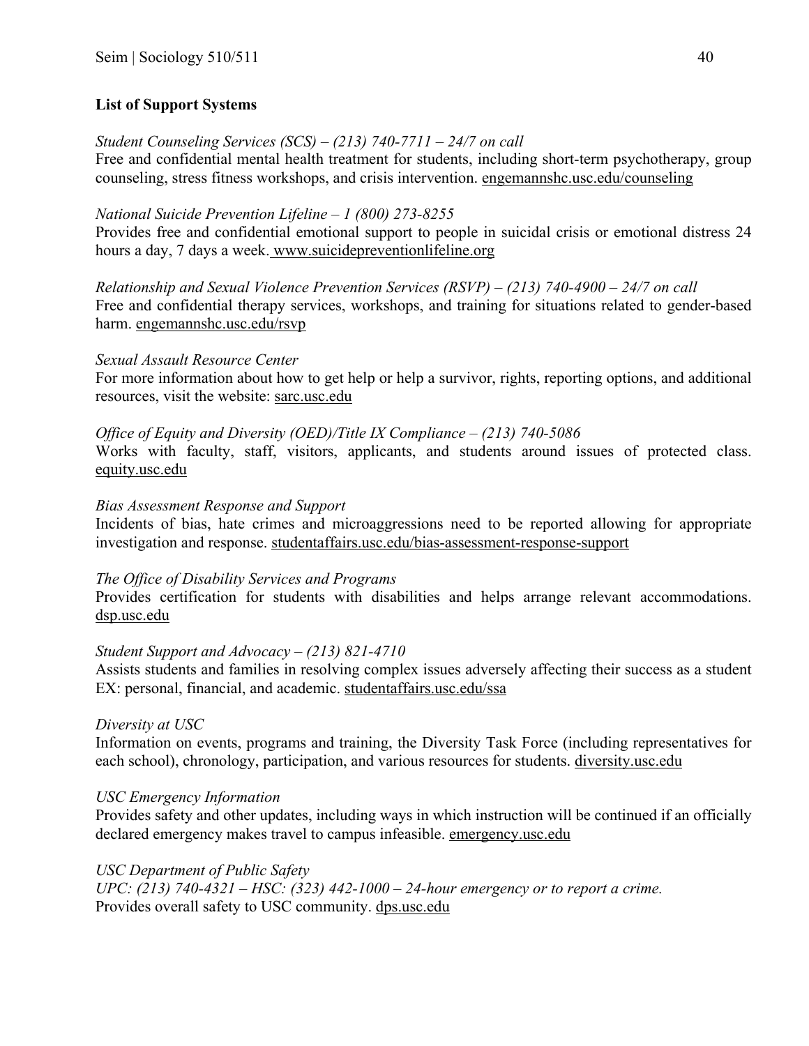**List of Support Systems**

*Student Counseling Services (SCS) – (213) 740-7711 – 24/7 on call*
Free and confidential mental health treatment for students, including short-term psychotherapy, group counseling, stress fitness workshops, and crisis intervention. engemannshc.usc.edu/counseling

*National Suicide Prevention Lifeline – 1 (800) 273-8255*
Provides free and confidential emotional support to people in suicidal crisis or emotional distress 24 hours a day, 7 days a week. www.suicidepreventionlifeline.org

*Relationship and Sexual Violence Prevention Services (RSVP) – (213) 740-4900 – 24/7 on call*
Free and confidential therapy services, workshops, and training for situations related to gender-based harm. engemannshc.usc.edu/rsvp

*Sexual Assault Resource Center*
For more information about how to get help or help a survivor, rights, reporting options, and additional resources, visit the website: sarc.usc.edu

*Office of Equity and Diversity (OED)/Title IX Compliance – (213) 740-5086*
Works with faculty, staff, visitors, applicants, and students around issues of protected class. equity.usc.edu

*Bias Assessment Response and Support*
Incidents of bias, hate crimes and microaggressions need to be reported allowing for appropriate investigation and response. studentaffairs.usc.edu/bias-assessment-response-support

*The Office of Disability Services and Programs*
Provides certification for students with disabilities and helps arrange relevant accommodations. dsp.usc.edu

*Student Support and Advocacy – (213) 821-4710*
Assists students and families in resolving complex issues adversely affecting their success as a student EX: personal, financial, and academic. studentaffairs.usc.edu/ssa

*Diversity at USC*
Information on events, programs and training, the Diversity Task Force (including representatives for each school), chronology, participation, and various resources for students. diversity.usc.edu

*USC Emergency Information*
Provides safety and other updates, including ways in which instruction will be continued if an officially declared emergency makes travel to campus infeasible. emergency.usc.edu

*USC Department of Public Safety*
*UPC: (213) 740-4321 – HSC: (323) 442-1000 – 24-hour emergency or to report a crime.*
Provides overall safety to USC community. dps.usc.edu